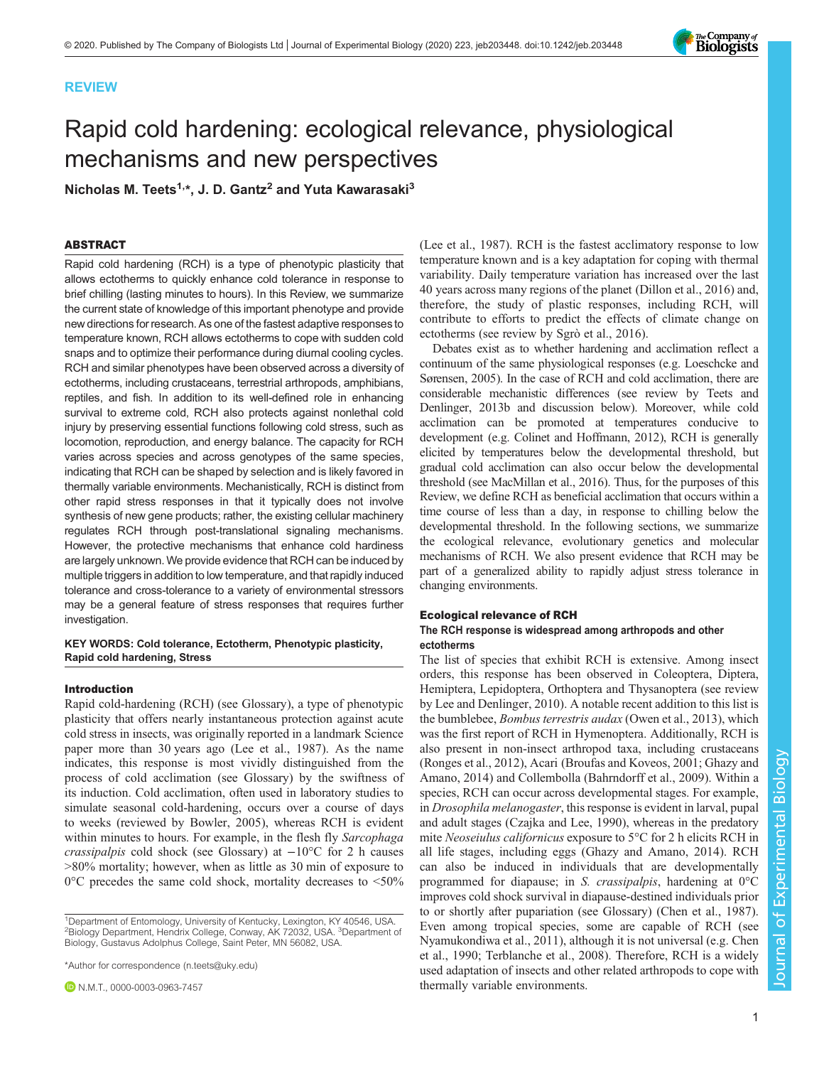REVIEW

# Rapid cold hardening: ecological relevance, physiological mechanisms and new perspectives

**Nicholas M. Teets[1,*], J. D. Gantz[2] and Yuta Kawarasaki[3]**

## ABSTRACT

Rapid cold hardening (RCH) is a type of phenotypic plasticity that allows ectotherms to quickly enhance cold tolerance in response to brief chilling (lasting minutes to hours). In this Review, we summarize the current state of knowledge of this important phenotype and provide new directions for research. As one of the fastest adaptive responses to temperature known, RCH allows ectotherms to cope with sudden cold snaps and to optimize their performance during diurnal cooling cycles. RCH and similar phenotypes have been observed across a diversity of ectotherms, including crustaceans, terrestrial arthropods, amphibians, reptiles, and fish. In addition to its well-defined role in enhancing survival to extreme cold, RCH also protects against nonlethal cold injury by preserving essential functions following cold stress, such as locomotion, reproduction, and energy balance. The capacity for RCH varies across species and across genotypes of the same species, indicating that RCH can be shaped by selection and is likely favored in thermally variable environments. Mechanistically, RCH is distinct from other rapid stress responses in that it typically does not involve synthesis of new gene products; rather, the existing cellular machinery regulates RCH through post-translational signaling mechanisms. However, the protective mechanisms that enhance cold hardiness are largely unknown. We provide evidence that RCH can be induced by multiple triggers in addition to low temperature, and that rapidly induced tolerance and cross-tolerance to a variety of environmental stressors may be a general feature of stress responses that requires further investigation.

**KEY WORDS: Cold tolerance, Ectotherm, Phenotypic plasticity, Rapid cold hardening, Stress**

## Introduction

Rapid cold-hardening (RCH) (see Glossary), a type of phenotypic plasticity that offers nearly instantaneous protection against acute cold stress in insects, was originally reported in a landmark Science paper more than 30 years ago (Lee et al., 1987). As the name indicates, this response is most vividly distinguished from the process of cold acclimation (see Glossary) by the swiftness of its induction. Cold acclimation, often used in laboratory studies to simulate seasonal cold-hardening, occurs over a course of days to weeks (reviewed by Bowler, 2005), whereas RCH is evident within minutes to hours. For example, in the flesh fly *Sarcophaga crassipalpis* cold shock (see Glossary) at −10°C for 2 h causes >80% mortality; however, when as little as 30 min of exposure to 0°C precedes the same cold shock, mortality decreases to <50% (Lee et al., 1987). RCH is the fastest acclimatory response to low temperature known and is a key adaptation for coping with thermal variability. Daily temperature variation has increased over the last 40 years across many regions of the planet (Dillon et al., 2016) and, therefore, the study of plastic responses, including RCH, will contribute to efforts to predict the effects of climate change on ectotherms (see review by Sgrò et al., 2016).

Debates exist as to whether hardening and acclimation reflect a continuum of the same physiological responses (e.g. Loeschcke and Sørensen, 2005). In the case of RCH and cold acclimation, there are considerable mechanistic differences (see review by Teets and Denlinger, 2013b and discussion below). Moreover, while cold acclimation can be promoted at temperatures conducive to development (e.g. Colinet and Hoffmann, 2012), RCH is generally elicited by temperatures below the developmental threshold, but gradual cold acclimation can also occur below the developmental threshold (see MacMillan et al., 2016). Thus, for the purposes of this Review, we define RCH as beneficial acclimation that occurs within a time course of less than a day, in response to chilling below the developmental threshold. In the following sections, we summarize the ecological relevance, evolutionary genetics and molecular mechanisms of RCH. We also present evidence that RCH may be part of a generalized ability to rapidly adjust stress tolerance in changing environments.

## Ecological relevance of RCH

### The RCH response is widespread among arthropods and other ectotherms

The list of species that exhibit RCH is extensive. Among insect orders, this response has been observed in Coleoptera, Diptera, Hemiptera, Lepidoptera, Orthoptera and Thysanoptera (see review by Lee and Denlinger, 2010). A notable recent addition to this list is the bumblebee, *Bombus terrestris audax* (Owen et al., 2013), which was the first report of RCH in Hymenoptera. Additionally, RCH is also present in non-insect arthropod taxa, including crustaceans (Ronges et al., 2012), Acari (Broufas and Koveos, 2001; Ghazy and Amano, 2014) and Collembola (Bahrndorff et al., 2009). Within a species, RCH can occur across developmental stages. For example, in *Drosophila melanogaster*, this response is evident in larval, pupal and adult stages (Czajka and Lee, 1990), whereas in the predatory mite *Neoseiulus californicus* exposure to 5°C for 2 h elicits RCH in all life stages, including eggs (Ghazy and Amano, 2014). RCH can also be induced in individuals that are developmentally programmed for diapause; in *S. crassipalpis*, hardening at 0°C improves cold shock survival in diapause-destined individuals prior to or shortly after pupariation (see Glossary) (Chen et al., 1987). Even among tropical species, some are capable of RCH (see Nyamukondiwa et al., 2011), although it is not universal (e.g. Chen et al., 1990; Terblanche et al., 2008). Therefore, RCH is a widely used adaptation of insects and other related arthropods to cope with thermally variable environments.

[1]Department of Entomology, University of Kentucky, Lexington, KY 40546, USA. [2]Biology Department, Hendrix College, Conway, AK 72032, USA. [3]Department of Biology, Gustavus Adolphus College, Saint Peter, MN 56082, USA.

*Author for correspondence (n.teets@uky.edu)

N.M.T., 0000-0003-0963-7457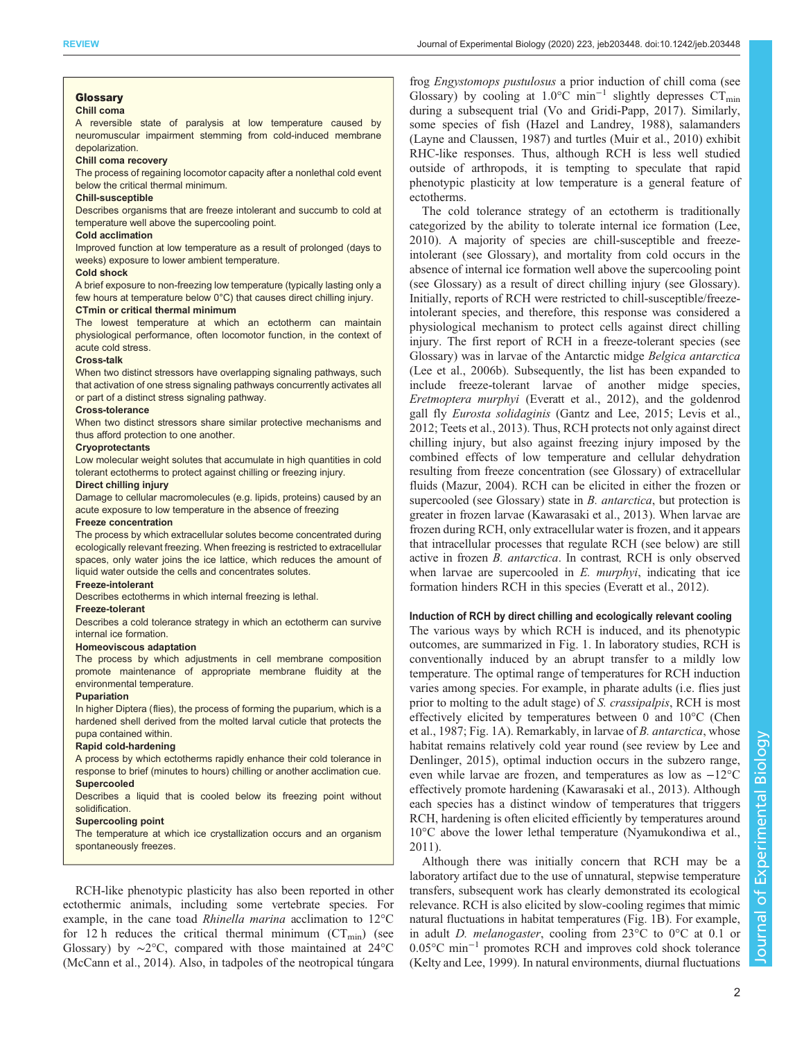## Glossary

**Chill coma**
A reversible state of paralysis at low temperature caused by neuromuscular impairment stemming from cold-induced membrane depolarization.

**Chill coma recovery**
The process of regaining locomotor capacity after a nonlethal cold event below the critical thermal minimum.

**Chill-susceptible**
Describes organisms that are freeze intolerant and succumb to cold at temperature well above the supercooling point.

**Cold acclimation**
Improved function at low temperature as a result of prolonged (days to weeks) exposure to lower ambient temperature.

**Cold shock**
A brief exposure to non-freezing low temperature (typically lasting only a few hours at temperature below 0°C) that causes direct chilling injury.

**CTmin or critical thermal minimum**
The lowest temperature at which an ectotherm can maintain physiological performance, often locomotor function, in the context of acute cold stress.

**Cross-talk**
When two distinct stressors have overlapping signaling pathways, such that activation of one stress signaling pathways concurrently activates all or part of a distinct stress signaling pathway.

**Cross-tolerance**
When two distinct stressors share similar protective mechanisms and thus afford protection to one another.

**Cryoprotectants**
Low molecular weight solutes that accumulate in high quantities in cold tolerant ectotherms to protect against chilling or freezing injury.

**Direct chilling injury**
Damage to cellular macromolecules (e.g. lipids, proteins) caused by an acute exposure to low temperature in the absence of freezing

**Freeze concentration**
The process by which extracellular solutes become concentrated during ecologically relevant freezing. When freezing is restricted to extracellular spaces, only water joins the ice lattice, which reduces the amount of liquid water outside the cells and concentrates solutes.

**Freeze-intolerant**
Describes ectotherms in which internal freezing is lethal.

**Freeze-tolerant**
Describes a cold tolerance strategy in which an ectotherm can survive internal ice formation.

**Homeoviscous adaptation**
The process by which adjustments in cell membrane composition promote maintenance of appropriate membrane fluidity at the environmental temperature.

**Pupariation**
In higher Diptera (flies), the process of forming the puparium, which is a hardened shell derived from the molted larval cuticle that protects the pupa contained within.

**Rapid cold-hardening**
A process by which ectotherms rapidly enhance their cold tolerance in response to brief (minutes to hours) chilling or another acclimation cue.

**Supercooled**
Describes a liquid that is cooled below its freezing point without solidification.

**Supercooling point**
The temperature at which ice crystallization occurs and an organism spontaneously freezes.

RCH-like phenotypic plasticity has also been reported in other ectothermic animals, including some vertebrate species. For example, in the cane toad *Rhinella marina* acclimation to 12°C for 12 h reduces the critical thermal minimum ($CT_{min}$) (see Glossary) by ∼2°C, compared with those maintained at 24°C (McCann et al., 2014). Also, in tadpoles of the neotropical túngara frog *Engystomops pustulosus* a prior induction of chill coma (see Glossary) by cooling at 1.0°C $min^{-1}$ slightly depresses $CT_{min}$ during a subsequent trial (Vo and Gridi-Papp, 2017). Similarly, some species of fish (Hazel and Landrey, 1988), salamanders (Layne and Claussen, 1987) and turtles (Muir et al., 2010) exhibit RHC-like responses. Thus, although RCH is less well studied outside of arthropods, it is tempting to speculate that rapid phenotypic plasticity at low temperature is a general feature of ectotherms.

The cold tolerance strategy of an ectotherm is traditionally categorized by the ability to tolerate internal ice formation (Lee, 2010). A majority of species are chill-susceptible and freeze-intolerant (see Glossary), and mortality from cold occurs in the absence of internal ice formation well above the supercooling point (see Glossary) as a result of direct chilling injury (see Glossary). Initially, reports of RCH were restricted to chill-susceptible/freeze-intolerant species, and therefore, this response was considered a physiological mechanism to protect cells against direct chilling injury. The first report of RCH in a freeze-tolerant species (see Glossary) was in larvae of the Antarctic midge *Belgica antarctica* (Lee et al., 2006b). Subsequently, the list has been expanded to include freeze-tolerant larvae of another midge species, *Eretmoptera murphyi* (Everatt et al., 2012), and the goldenrod gall fly *Eurosta solidaginis* (Gantz and Lee, 2015; Levis et al., 2012; Teets et al., 2013). Thus, RCH protects not only against direct chilling injury, but also against freezing injury imposed by the combined effects of low temperature and cellular dehydration resulting from freeze concentration (see Glossary) of extracellular fluids (Mazur, 2004). RCH can be elicited in either the frozen or supercooled (see Glossary) state in *B. antarctica*, but protection is greater in frozen larvae (Kawarasaki et al., 2013). When larvae are frozen during RCH, only extracellular water is frozen, and it appears that intracellular processes that regulate RCH (see below) are still active in frozen *B. antarctica*. In contrast, RCH is only observed when larvae are supercooled in *E. murphyi*, indicating that ice formation hinders RCH in this species (Everatt et al., 2012).

### Induction of RCH by direct chilling and ecologically relevant cooling

The various ways by which RCH is induced, and its phenotypic outcomes, are summarized in Fig. 1. In laboratory studies, RCH is conventionally induced by an abrupt transfer to a mildly low temperature. The optimal range of temperatures for RCH induction varies among species. For example, in pharate adults (i.e. flies just prior to molting to the adult stage) of *S. crassipalpis*, RCH is most effectively elicited by temperatures between 0 and 10°C (Chen et al., 1987; Fig. 1A). Remarkably, in larvae of *B. antarctica*, whose habitat remains relatively cold year round (see review by Lee and Denlinger, 2015), optimal induction occurs in the subzero range, even while larvae are frozen, and temperatures as low as −12°C effectively promote hardening (Kawarasaki et al., 2013). Although each species has a distinct window of temperatures that triggers RCH, hardening is often elicited efficiently by temperatures around 10°C above the lower lethal temperature (Nyamukondiwa et al., 2011).

Although there was initially concern that RCH may be a laboratory artifact due to the use of unnatural, stepwise temperature transfers, subsequent work has clearly demonstrated its ecological relevance. RCH is also elicited by slow-cooling regimes that mimic natural fluctuations in habitat temperatures (Fig. 1B). For example, in adult *D. melanogaster*, cooling from 23°C to 0°C at 0.1 or 0.05°C $min^{-1}$ promotes RCH and improves cold shock tolerance (Kelty and Lee, 1999). In natural environments, diurnal fluctuations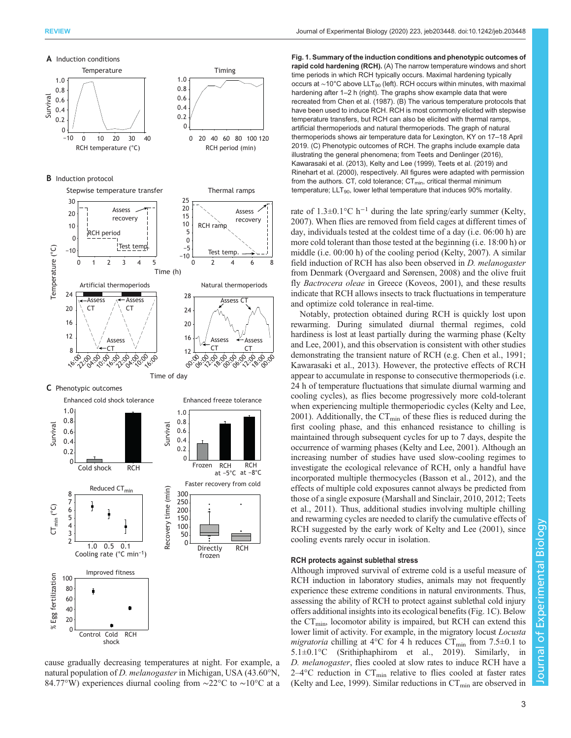**Fig. 1. Summary of the induction conditions and phenotypic outcomes of rapid cold hardening (RCH).** (A) The narrow temperature windows and short time periods in which RCH typically occurs. Maximal hardening typically occurs at ~10°C above $LLT_{90}$ (left). RCH occurs within minutes, with maximal hardening after 1–2 h (right). The graphs show example data that were recreated from Chen et al. (1987). (B) The various temperature protocols that have been used to induce RCH. RCH is most commonly elicited with stepwise temperature transfers, but RCH can also be elicited with thermal ramps, artificial thermoperiods and natural thermoperiods. The graph of natural thermoperiods shows air temperature data for Lexington, KY on 17–18 April 2019. (C) Phenotypic outcomes of RCH. The graphs include example data illustrating the general phenomena; from Teets and Denlinger (2016), Kawarasaki et al. (2013), Kelty and Lee (1999), Teets et al. (2019) and Rinehart et al. (2000), respectively. All figures were adapted with permission from the authors. CT, cold tolerance; $CT_{min}$, critical thermal minimum temperature; $LLT_{90}$, lower lethal temperature that induces 90% mortality.

cause gradually decreasing temperatures at night. For example, a natural population of *D. melanogaster* in Michigan, USA (43.60°N, 84.77°W) experiences diurnal cooling from ~22°C to ~10°C at a rate of 1.3±0.1°C $h^{-1}$ during the late spring/early summer (Kelty, 2007). When flies are removed from field cages at different times of day, individuals tested at the coldest time of a day (i.e. 06:00 h) are more cold tolerant than those tested at the beginning (i.e. 18:00 h) or middle (i.e. 00:00 h) of the cooling period (Kelty, 2007). A similar field induction of RCH has also been observed in *D. melanogaster* from Denmark (Overgaard and Sørensen, 2008) and the olive fruit fly *Bactrocera oleae* in Greece (Koveos, 2001), and these results indicate that RCH allows insects to track fluctuations in temperature and optimize cold tolerance in real-time.

Notably, protection obtained during RCH is quickly lost upon rewarming. During simulated diurnal thermal regimes, cold hardiness is lost at least partially during the warming phase (Kelty and Lee, 2001), and this observation is consistent with other studies demonstrating the transient nature of RCH (e.g. Chen et al., 1991; Kawarasaki et al., 2013). However, the protective effects of RCH appear to accumulate in response to consecutive thermoperiods (i.e. 24 h of temperature fluctuations that simulate diurnal warming and cooling cycles), as flies become progressively more cold-tolerant when experiencing multiple thermoperiodic cycles (Kelty and Lee, 2001). Additionally, the $CT_{min}$ of these flies is reduced during the first cooling phase, and this enhanced resistance to chilling is maintained through subsequent cycles for up to 7 days, despite the occurrence of warming phases (Kelty and Lee, 2001). Although an increasing number of studies have used slow-cooling regimes to investigate the ecological relevance of RCH, only a handful have incorporated multiple thermocycles (Basson et al., 2012), and the effects of multiple cold exposures cannot always be predicted from those of a single exposure (Marshall and Sinclair, 2010, 2012; Teets et al., 2011). Thus, additional studies involving multiple chilling and rewarming cycles are needed to clarify the cumulative effects of RCH suggested by the early work of Kelty and Lee (2001), since cooling events rarely occur in isolation.

### RCH protects against sublethal stress

Although improved survival of extreme cold is a useful measure of RCH induction in laboratory studies, animals may not frequently experience these extreme conditions in natural environments. Thus, assessing the ability of RCH to protect against sublethal cold injury offers additional insights into its ecological benefits (Fig. 1C). Below the $CT_{min}$, locomotor ability is impaired, but RCH can extend this lower limit of activity. For example, in the migratory locust *Locusta migratoria* chilling at 4°C for 4 h reduces $CT_{min}$ from 7.5±0.1 to 5.1±0.1°C (Srithiphaphirom et al., 2019). Similarly, in *D. melanogaster*, flies cooled at slow rates to induce RCH have a 2–4°C reduction in $CT_{min}$ relative to flies cooled at faster rates (Kelty and Lee, 1999). Similar reductions in $CT_{min}$ are observed in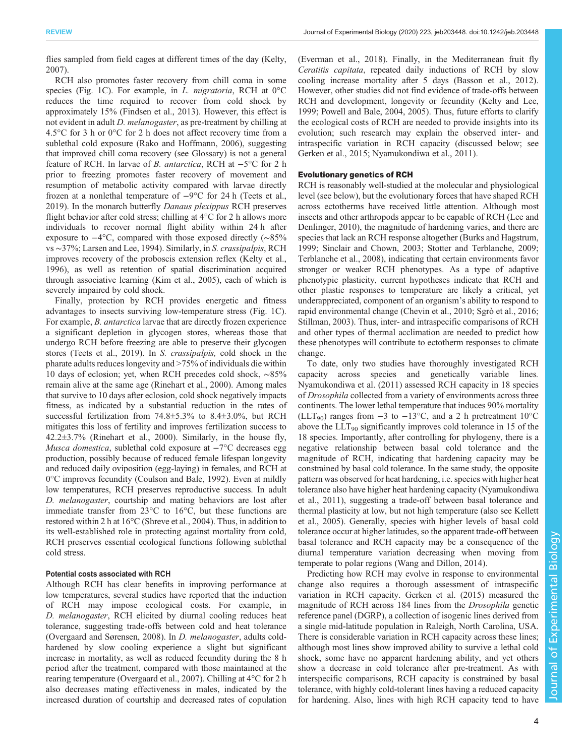flies sampled from field cages at different times of the day (Kelty, 2007).

RCH also promotes faster recovery from chill coma in some species (Fig. 1C). For example, in *L. migratoria*, RCH at 0°C reduces the time required to recover from cold shock by approximately 15% (Findsen et al., 2013). However, this effect is not evident in adult *D. melanogaster*, as pre-treatment by chilling at 4.5°C for 3 h or 0°C for 2 h does not affect recovery time from a sublethal cold exposure (Rako and Hoffmann, 2006), suggesting that improved chill coma recovery (see Glossary) is not a general feature of RCH. In larvae of *B. antarctica*, RCH at −5°C for 2 h prior to freezing promotes faster recovery of movement and resumption of metabolic activity compared with larvae directly frozen at a nonlethal temperature of −9°C for 24 h (Teets et al., 2019). In the monarch butterfly *Danaus plexippus* RCH preserves flight behavior after cold stress; chilling at 4°C for 2 h allows more individuals to recover normal flight ability within 24 h after exposure to −4°C, compared with those exposed directly (∼85% vs ∼37%; Larsen and Lee, 1994). Similarly, in *S. crassipalpis*, RCH improves recovery of the proboscis extension reflex (Kelty et al., 1996), as well as retention of spatial discrimination acquired through associative learning (Kim et al., 2005), each of which is severely impaired by cold shock.

Finally, protection by RCH provides energetic and fitness advantages to insects surviving low-temperature stress (Fig. 1C). For example, *B. antarctica* larvae that are directly frozen experience a significant depletion in glycogen stores, whereas those that undergo RCH before freezing are able to preserve their glycogen stores (Teets et al., 2019). In *S. crassipalpis,* cold shock in the pharate adults reduces longevity and >75% of individuals die within 10 days of eclosion; yet, when RCH precedes cold shock, ∼85% remain alive at the same age (Rinehart et al., 2000). Among males that survive to 10 days after eclosion, cold shock negatively impacts fitness, as indicated by a substantial reduction in the rates of successful fertilization from 74.8±5.3% to 8.4±3.0%, but RCH mitigates this loss of fertility and improves fertilization success to 42.2±3.7% (Rinehart et al., 2000). Similarly, in the house fly, *Musca domestica*, sublethal cold exposure at −7°C decreases egg production, possibly because of reduced female lifespan longevity and reduced daily oviposition (egg-laying) in females, and RCH at 0°C improves fecundity (Coulson and Bale, 1992). Even at mildly low temperatures, RCH preserves reproductive success. In adult *D. melanogaster*, courtship and mating behaviors are lost after immediate transfer from 23°C to 16°C, but these functions are restored within 2 h at 16°C (Shreve et al., 2004). Thus, in addition to its well-established role in protecting against mortality from cold, RCH preserves essential ecological functions following sublethal cold stress.

#### Potential costs associated with RCH

Although RCH has clear benefits in improving performance at low temperatures, several studies have reported that the induction of RCH may impose ecological costs. For example, in *D. melanogaster*, RCH elicited by diurnal cooling reduces heat tolerance, suggesting trade-offs between cold and heat tolerance (Overgaard and Sørensen, 2008). In *D. melanogaster*, adults cold-hardened by slow cooling experience a slight but significant increase in mortality, as well as reduced fecundity during the 8 h period after the treatment, compared with those maintained at the rearing temperature (Overgaard et al., 2007). Chilling at 4°C for 2 h also decreases mating effectiveness in males, indicated by the increased duration of courtship and decreased rates of copulation (Everman et al., 2018). Finally, in the Mediterranean fruit fly *Ceratitis capitata*, repeated daily inductions of RCH by slow cooling increase mortality after 5 days (Basson et al., 2012). However, other studies did not find evidence of trade-offs between RCH and development, longevity or fecundity (Kelty and Lee, 1999; Powell and Bale, 2004, 2005). Thus, future efforts to clarify the ecological costs of RCH are needed to provide insights into its evolution; such research may explain the observed inter- and intraspecific variation in RCH capacity (discussed below; see Gerken et al., 2015; Nyamukondiwa et al., 2011).

### Evolutionary genetics of RCH

RCH is reasonably well-studied at the molecular and physiological level (see below), but the evolutionary forces that have shaped RCH across ectotherms have received little attention. Although most insects and other arthropods appear to be capable of RCH (Lee and Denlinger, 2010), the magnitude of hardening varies, and there are species that lack an RCH response altogether (Burks and Hagstrum, 1999; Sinclair and Chown, 2003; Stotter and Terblanche, 2009; Terblanche et al., 2008), indicating that certain environments favor stronger or weaker RCH phenotypes. As a type of adaptive phenotypic plasticity, current hypotheses indicate that RCH and other plastic responses to temperature are likely a critical, yet underappreciated, component of an organism's ability to respond to rapid environmental change (Chevin et al., 2010; Sgrò et al., 2016; Stillman, 2003). Thus, inter- and intraspecific comparisons of RCH and other types of thermal acclimation are needed to predict how these phenotypes will contribute to ectotherm responses to climate change.

To date, only two studies have thoroughly investigated RCH capacity across species and genetically variable lines. Nyamukondiwa et al. (2011) assessed RCH capacity in 18 species of *Drosophila* collected from a variety of environments across three continents. The lower lethal temperature that induces 90% mortality ($LLT_{90}$) ranges from −3 to −13°C, and a 2 h pretreatment 10°C above the $LLT_{90}$ significantly improves cold tolerance in 15 of the 18 species. Importantly, after controlling for phylogeny, there is a negative relationship between basal cold tolerance and the magnitude of RCH, indicating that hardening capacity may be constrained by basal cold tolerance. In the same study, the opposite pattern was observed for heat hardening, i.e. species with higher heat tolerance also have higher heat hardening capacity (Nyamukondiwa et al., 2011), suggesting a trade-off between basal tolerance and thermal plasticity at low, but not high temperature (also see Kellett et al., 2005). Generally, species with higher levels of basal cold tolerance occur at higher latitudes, so the apparent trade-off between basal tolerance and RCH capacity may be a consequence of the diurnal temperature variation decreasing when moving from temperate to polar regions (Wang and Dillon, 2014).

Predicting how RCH may evolve in response to environmental change also requires a thorough assessment of intraspecific variation in RCH capacity. Gerken et al. (2015) measured the magnitude of RCH across 184 lines from the *Drosophila* genetic reference panel (DGRP), a collection of isogenic lines derived from a single mid-latitude population in Raleigh, North Carolina, USA. There is considerable variation in RCH capacity across these lines; although most lines show improved ability to survive a lethal cold shock, some have no apparent hardening ability, and yet others show a decrease in cold tolerance after pre-treatment. As with interspecific comparisons, RCH capacity is constrained by basal tolerance, with highly cold-tolerant lines having a reduced capacity for hardening. Also, lines with high RCH capacity tend to have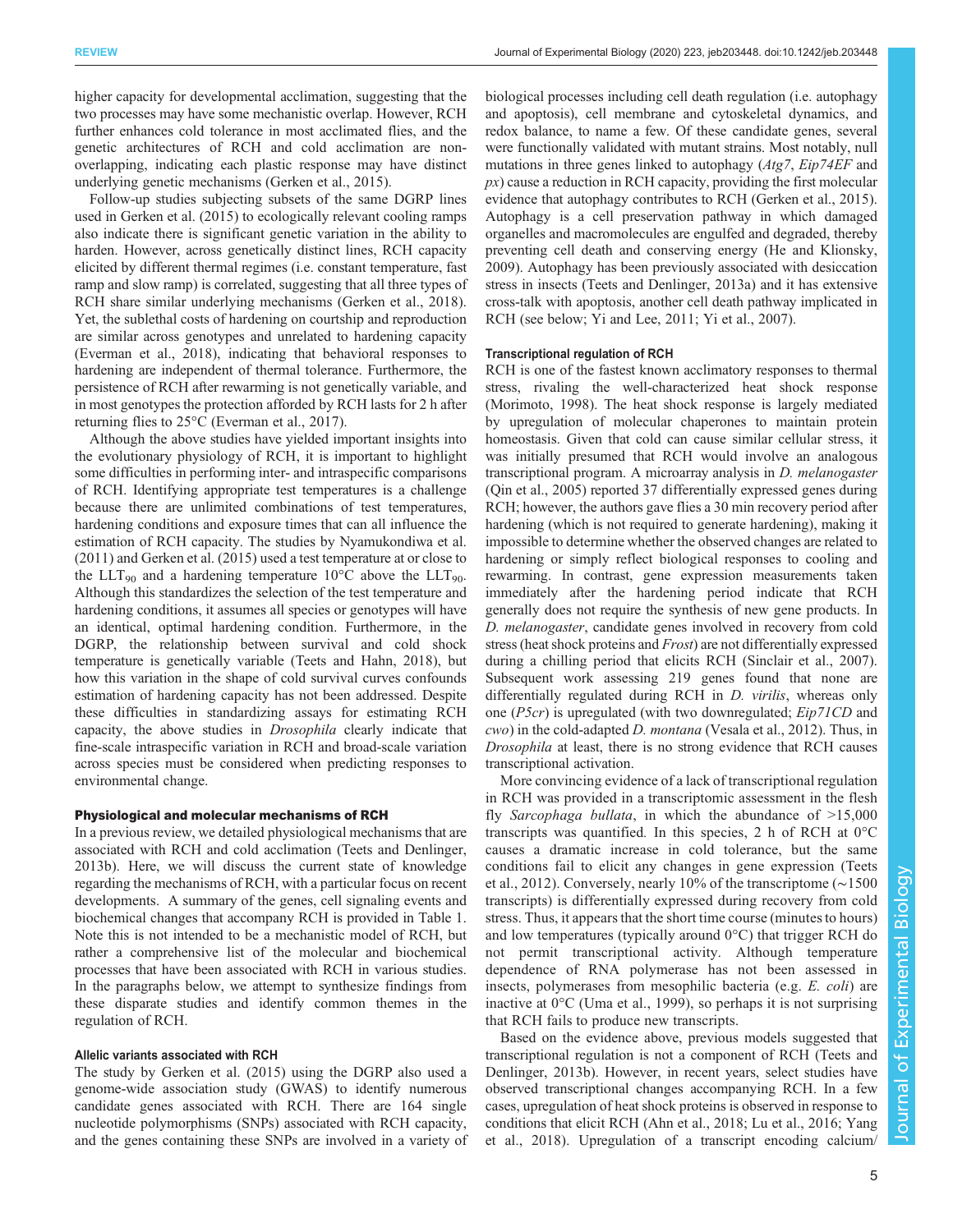higher capacity for developmental acclimation, suggesting that the two processes may have some mechanistic overlap. However, RCH further enhances cold tolerance in most acclimated flies, and the genetic architectures of RCH and cold acclimation are non-overlapping, indicating each plastic response may have distinct underlying genetic mechanisms (Gerken et al., 2015).

Follow-up studies subjecting subsets of the same DGRP lines used in Gerken et al. (2015) to ecologically relevant cooling ramps also indicate there is significant genetic variation in the ability to harden. However, across genetically distinct lines, RCH capacity elicited by different thermal regimes (i.e. constant temperature, fast ramp and slow ramp) is correlated, suggesting that all three types of RCH share similar underlying mechanisms (Gerken et al., 2018). Yet, the sublethal costs of hardening on courtship and reproduction are similar across genotypes and unrelated to hardening capacity (Everman et al., 2018), indicating that behavioral responses to hardening are independent of thermal tolerance. Furthermore, the persistence of RCH after rewarming is not genetically variable, and in most genotypes the protection afforded by RCH lasts for 2 h after returning flies to 25°C (Everman et al., 2017).

Although the above studies have yielded important insights into the evolutionary physiology of RCH, it is important to highlight some difficulties in performing inter- and intraspecific comparisons of RCH. Identifying appropriate test temperatures is a challenge because there are unlimited combinations of test temperatures, hardening conditions and exposure times that can all influence the estimation of RCH capacity. The studies by Nyamukondiwa et al. (2011) and Gerken et al. (2015) used a test temperature at or close to the $LLT_{90}$ and a hardening temperature 10°C above the $LLT_{90}$. Although this standardizes the selection of the test temperature and hardening conditions, it assumes all species or genotypes will have an identical, optimal hardening condition. Furthermore, in the DGRP, the relationship between survival and cold shock temperature is genetically variable (Teets and Hahn, 2018), but how this variation in the shape of cold survival curves confounds estimation of hardening capacity has not been addressed. Despite these difficulties in standardizing assays for estimating RCH capacity, the above studies in *Drosophila* clearly indicate that fine-scale intraspecific variation in RCH and broad-scale variation across species must be considered when predicting responses to environmental change.

## Physiological and molecular mechanisms of RCH

In a previous review, we detailed physiological mechanisms that are associated with RCH and cold acclimation (Teets and Denlinger, 2013b). Here, we will discuss the current state of knowledge regarding the mechanisms of RCH, with a particular focus on recent developments. A summary of the genes, cell signaling events and biochemical changes that accompany RCH is provided in Table 1. Note this is not intended to be a mechanistic model of RCH, but rather a comprehensive list of the molecular and biochemical processes that have been associated with RCH in various studies. In the paragraphs below, we attempt to synthesize findings from these disparate studies and identify common themes in the regulation of RCH.

### Allelic variants associated with RCH

The study by Gerken et al. (2015) using the DGRP also used a genome-wide association study (GWAS) to identify numerous candidate genes associated with RCH. There are 164 single nucleotide polymorphisms (SNPs) associated with RCH capacity, and the genes containing these SNPs are involved in a variety of biological processes including cell death regulation (i.e. autophagy and apoptosis), cell membrane and cytoskeletal dynamics, and redox balance, to name a few. Of these candidate genes, several were functionally validated with mutant strains. Most notably, null mutations in three genes linked to autophagy (*Atg7*, *Eip74EF* and *px*) cause a reduction in RCH capacity, providing the first molecular evidence that autophagy contributes to RCH (Gerken et al., 2015). Autophagy is a cell preservation pathway in which damaged organelles and macromolecules are engulfed and degraded, thereby preventing cell death and conserving energy (He and Klionsky, 2009). Autophagy has been previously associated with desiccation stress in insects (Teets and Denlinger, 2013a) and it has extensive cross-talk with apoptosis, another cell death pathway implicated in RCH (see below; Yi and Lee, 2011; Yi et al., 2007).

### Transcriptional regulation of RCH

RCH is one of the fastest known acclimatory responses to thermal stress, rivaling the well-characterized heat shock response (Morimoto, 1998). The heat shock response is largely mediated by upregulation of molecular chaperones to maintain protein homeostasis. Given that cold can cause similar cellular stress, it was initially presumed that RCH would involve an analogous transcriptional program. A microarray analysis in *D. melanogaster* (Qin et al., 2005) reported 37 differentially expressed genes during RCH; however, the authors gave flies a 30 min recovery period after hardening (which is not required to generate hardening), making it impossible to determine whether the observed changes are related to hardening or simply reflect biological responses to cooling and rewarming. In contrast, gene expression measurements taken immediately after the hardening period indicate that RCH generally does not require the synthesis of new gene products. In *D. melanogaster*, candidate genes involved in recovery from cold stress (heat shock proteins and *Frost*) are not differentially expressed during a chilling period that elicits RCH (Sinclair et al., 2007). Subsequent work assessing 219 genes found that none are differentially regulated during RCH in *D. virilis*, whereas only one (*P5cr*) is upregulated (with two downregulated; *Eip71CD* and *cwo*) in the cold-adapted *D. montana* (Vesala et al., 2012). Thus, in *Drosophila* at least, there is no strong evidence that RCH causes transcriptional activation.

More convincing evidence of a lack of transcriptional regulation in RCH was provided in a transcriptomic assessment in the flesh fly *Sarcophaga bullata*, in which the abundance of >15,000 transcripts was quantified. In this species, 2 h of RCH at 0°C causes a dramatic increase in cold tolerance, but the same conditions fail to elicit any changes in gene expression (Teets et al., 2012). Conversely, nearly 10% of the transcriptome (~1500 transcripts) is differentially expressed during recovery from cold stress. Thus, it appears that the short time course (minutes to hours) and low temperatures (typically around 0°C) that trigger RCH do not permit transcriptional activity. Although temperature dependence of RNA polymerase has not been assessed in insects, polymerases from mesophilic bacteria (e.g. *E. coli*) are inactive at 0°C (Uma et al., 1999), so perhaps it is not surprising that RCH fails to produce new transcripts.

Based on the evidence above, previous models suggested that transcriptional regulation is not a component of RCH (Teets and Denlinger, 2013b). However, in recent years, select studies have observed transcriptional changes accompanying RCH. In a few cases, upregulation of heat shock proteins is observed in response to conditions that elicit RCH (Ahn et al., 2018; Lu et al., 2016; Yang et al., 2018). Upregulation of a transcript encoding calcium/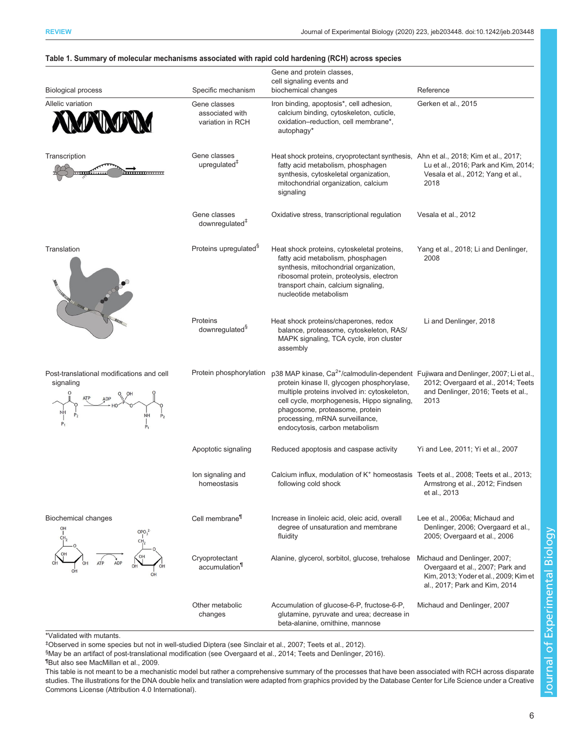**Table 1. Summary of molecular mechanisms associated with rapid cold hardening (RCH) across species**

| Biological process | Specific mechanism | Gene and protein classes, cell signaling events and biochemical changes | Reference |
|---|---|---|---|
| Allelic variation | Gene classes associated with variation in RCH | Iron binding, apoptosis*, cell adhesion, calcium binding, cytoskeleton, cuticle, oxidation–reduction, cell membrane*, autophagy* | Gerken et al., 2015 |
| Transcription | Gene classes upregulated‡ | Heat shock proteins, cryoprotectant synthesis, fatty acid metabolism, phosphagen synthesis, cytoskeletal organization, mitochondrial organization, calcium signaling | Ahn et al., 2018; Kim et al., 2017; Lu et al., 2016; Park and Kim, 2014; Vesala et al., 2012; Yang et al., 2018 |
| | Gene classes downregulated‡ | Oxidative stress, transcriptional regulation | Vesala et al., 2012 |
| Translation | Proteins upregulated§ | Heat shock proteins, cytoskeletal proteins, fatty acid metabolism, phosphagen synthesis, mitochondrial organization, ribosomal protein, proteolysis, electron transport chain, calcium signaling, nucleotide metabolism | Yang et al., 2018; Li and Denlinger, 2008 |
| | Proteins downregulated§ | Heat shock proteins/chaperones, redox balance, proteasome, cytoskeleton, RAS/MAPK signaling, TCA cycle, iron cluster assembly | Li and Denlinger, 2018 |
| Post-translational modifications and cell signaling | Protein phosphorylation | p38 MAP kinase, $Ca^{2+}$/calmodulin-dependent protein kinase II, glycogen phosphorylase, multiple proteins involved in: cytoskeleton, cell cycle, morphogenesis, Hippo signaling, phagosome, proteasome, protein processing, mRNA surveillance, endocytosis, carbon metabolism | Fujiwara and Denlinger, 2007; Li et al., 2012; Overgaard et al., 2014; Teets and Denlinger, 2016; Teets et al., 2013 |
| | Apoptotic signaling | Reduced apoptosis and caspase activity | Yi and Lee, 2011; Yi et al., 2007 |
| | Ion signaling and homeostasis | Calcium influx, modulation of $K^+$ homeostasis following cold shock | Teets et al., 2008; Teets et al., 2013; Armstrong et al., 2012; Findsen et al., 2013 |
| Biochemical changes | Cell membrane¶ | Increase in linoleic acid, oleic acid, overall degree of unsaturation and membrane fluidity | Lee et al., 2006a; Michaud and Denlinger, 2006; Overgaard et al., 2005; Overgaard et al., 2006 |
| | Cryoprotectant accumulation¶ | Alanine, glycerol, sorbitol, glucose, trehalose | Michaud and Denlinger, 2007; Overgaard et al., 2007; Park and Kim, 2013; Yoder et al., 2009; Kim et al., 2017; Park and Kim, 2014 |
| | Other metabolic changes | Accumulation of glucose-6-P, fructose-6-P, glutamine, pyruvate and urea; decrease in beta-alanine, ornithine, mannose | Michaud and Denlinger, 2007 |

*Validated with mutants.
‡Observed in some species but not in well-studied Diptera (see Sinclair et al., 2007; Teets et al., 2012).
§May be an artifact of post-translational modification (see Overgaard et al., 2014; Teets and Denlinger, 2016).
¶But also see MacMillan et al., 2009.
This table is not meant to be a mechanistic model but rather a comprehensive summary of the processes that have been associated with RCH across disparate studies. The illustrations for the DNA double helix and translation were adapted from graphics provided by the Database Center for Life Science under a Creative Commons License (Attribution 4.0 International).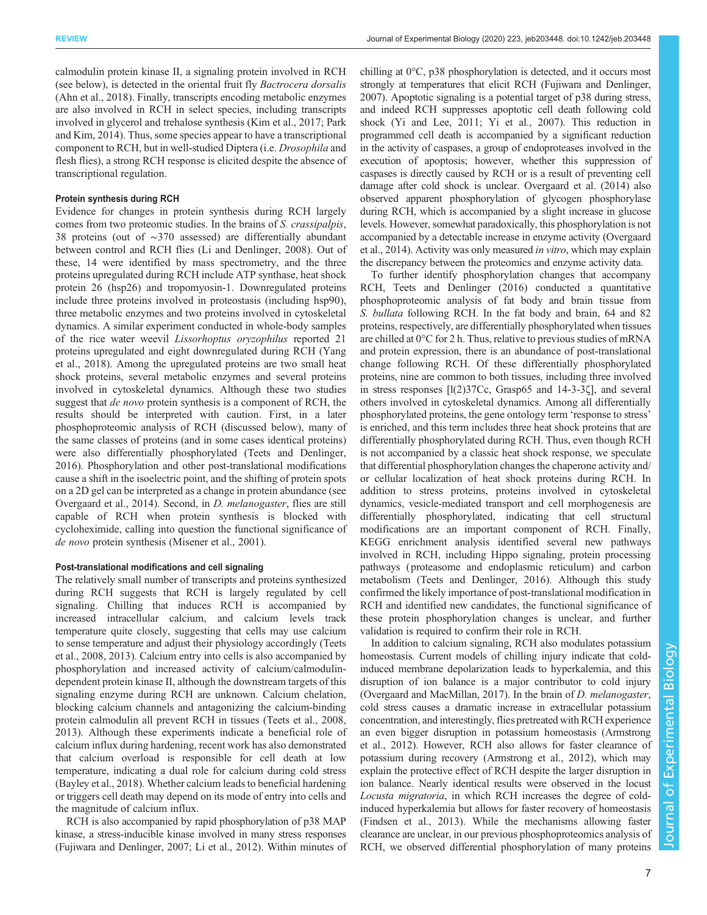calmodulin protein kinase II, a signaling protein involved in RCH (see below), is detected in the oriental fruit fly *Bactrocera dorsalis* (Ahn et al., 2018). Finally, transcripts encoding metabolic enzymes are also involved in RCH in select species, including transcripts involved in glycerol and trehalose synthesis (Kim et al., 2017; Park and Kim, 2014). Thus, some species appear to have a transcriptional component to RCH, but in well-studied Diptera (i.e. *Drosophila* and flesh flies), a strong RCH response is elicited despite the absence of transcriptional regulation.

#### Protein synthesis during RCH

Evidence for changes in protein synthesis during RCH largely comes from two proteomic studies. In the brains of *S. crassipalpis*, 38 proteins (out of ∼370 assessed) are differentially abundant between control and RCH flies (Li and Denlinger, 2008). Out of these, 14 were identified by mass spectrometry, and the three proteins upregulated during RCH include ATP synthase, heat shock protein 26 (hsp26) and tropomyosin-1. Downregulated proteins include three proteins involved in proteostasis (including hsp90), three metabolic enzymes and two proteins involved in cytoskeletal dynamics. A similar experiment conducted in whole-body samples of the rice water weevil *Lissorhoptus oryzophilus* reported 21 proteins upregulated and eight downregulated during RCH (Yang et al., 2018). Among the upregulated proteins are two small heat shock proteins, several metabolic enzymes and several proteins involved in cytoskeletal dynamics. Although these two studies suggest that *de novo* protein synthesis is a component of RCH, the results should be interpreted with caution. First, in a later phosphoproteomic analysis of RCH (discussed below), many of the same classes of proteins (and in some cases identical proteins) were also differentially phosphorylated (Teets and Denlinger, 2016). Phosphorylation and other post-translational modifications cause a shift in the isoelectric point, and the shifting of protein spots on a 2D gel can be interpreted as a change in protein abundance (see Overgaard et al., 2014). Second, in *D. melanogaster*, flies are still capable of RCH when protein synthesis is blocked with cycloheximide, calling into question the functional significance of *de novo* protein synthesis (Misener et al., 2001).

#### Post-translational modifications and cell signaling

The relatively small number of transcripts and proteins synthesized during RCH suggests that RCH is largely regulated by cell signaling. Chilling that induces RCH is accompanied by increased intracellular calcium, and calcium levels track temperature quite closely, suggesting that cells may use calcium to sense temperature and adjust their physiology accordingly (Teets et al., 2008, 2013). Calcium entry into cells is also accompanied by phosphorylation and increased activity of calcium/calmodulin-dependent protein kinase II, although the downstream targets of this signaling enzyme during RCH are unknown. Calcium chelation, blocking calcium channels and antagonizing the calcium-binding protein calmodulin all prevent RCH in tissues (Teets et al., 2008, 2013). Although these experiments indicate a beneficial role of calcium influx during hardening, recent work has also demonstrated that calcium overload is responsible for cell death at low temperature, indicating a dual role for calcium during cold stress (Bayley et al., 2018). Whether calcium leads to beneficial hardening or triggers cell death may depend on its mode of entry into cells and the magnitude of calcium influx.

RCH is also accompanied by rapid phosphorylation of p38 MAP kinase, a stress-inducible kinase involved in many stress responses (Fujiwara and Denlinger, 2007; Li et al., 2012). Within minutes of chilling at 0°C, p38 phosphorylation is detected, and it occurs most strongly at temperatures that elicit RCH (Fujiwara and Denlinger, 2007). Apoptotic signaling is a potential target of p38 during stress, and indeed RCH suppresses apoptotic cell death following cold shock (Yi and Lee, 2011; Yi et al., 2007). This reduction in programmed cell death is accompanied by a significant reduction in the activity of caspases, a group of endoproteases involved in the execution of apoptosis; however, whether this suppression of caspases is directly caused by RCH or is a result of preventing cell damage after cold shock is unclear. Overgaard et al. (2014) also observed apparent phosphorylation of glycogen phosphorylase during RCH, which is accompanied by a slight increase in glucose levels. However, somewhat paradoxically, this phosphorylation is not accompanied by a detectable increase in enzyme activity (Overgaard et al., 2014). Activity was only measured *in vitro*, which may explain the discrepancy between the proteomics and enzyme activity data.

To further identify phosphorylation changes that accompany RCH, Teets and Denlinger (2016) conducted a quantitative phosphoproteomic analysis of fat body and brain tissue from *S. bullata* following RCH. In the fat body and brain, 64 and 82 proteins, respectively, are differentially phosphorylated when tissues are chilled at 0°C for 2 h. Thus, relative to previous studies of mRNA and protein expression, there is an abundance of post-translational change following RCH. Of these differentially phosphorylated proteins, nine are common to both tissues, including three involved in stress responses [l(2)37Cc, Grasp65 and 14-3-3ζ], and several others involved in cytoskeletal dynamics. Among all differentially phosphorylated proteins, the gene ontology term 'response to stress' is enriched, and this term includes three heat shock proteins that are differentially phosphorylated during RCH. Thus, even though RCH is not accompanied by a classic heat shock response, we speculate that differential phosphorylation changes the chaperone activity and/or cellular localization of heat shock proteins during RCH. In addition to stress proteins, proteins involved in cytoskeletal dynamics, vesicle-mediated transport and cell morphogenesis are differentially phosphorylated, indicating that cell structural modifications are an important component of RCH. Finally, KEGG enrichment analysis identified several new pathways involved in RCH, including Hippo signaling, protein processing pathways (proteasome and endoplasmic reticulum) and carbon metabolism (Teets and Denlinger, 2016). Although this study confirmed the likely importance of post-translational modification in RCH and identified new candidates, the functional significance of these protein phosphorylation changes is unclear, and further validation is required to confirm their role in RCH.

In addition to calcium signaling, RCH also modulates potassium homeostasis. Current models of chilling injury indicate that cold-induced membrane depolarization leads to hyperkalemia, and this disruption of ion balance is a major contributor to cold injury (Overgaard and MacMillan, 2017). In the brain of *D. melanogaster*, cold stress causes a dramatic increase in extracellular potassium concentration, and interestingly, flies pretreated with RCH experience an even bigger disruption in potassium homeostasis (Armstrong et al., 2012). However, RCH also allows for faster clearance of potassium during recovery (Armstrong et al., 2012), which may explain the protective effect of RCH despite the larger disruption in ion balance. Nearly identical results were observed in the locust *Locusta migratoria*, in which RCH increases the degree of cold-induced hyperkalemia but allows for faster recovery of homeostasis (Findsen et al., 2013). While the mechanisms allowing faster clearance are unclear, in our previous phosphoproteomics analysis of RCH, we observed differential phosphorylation of many proteins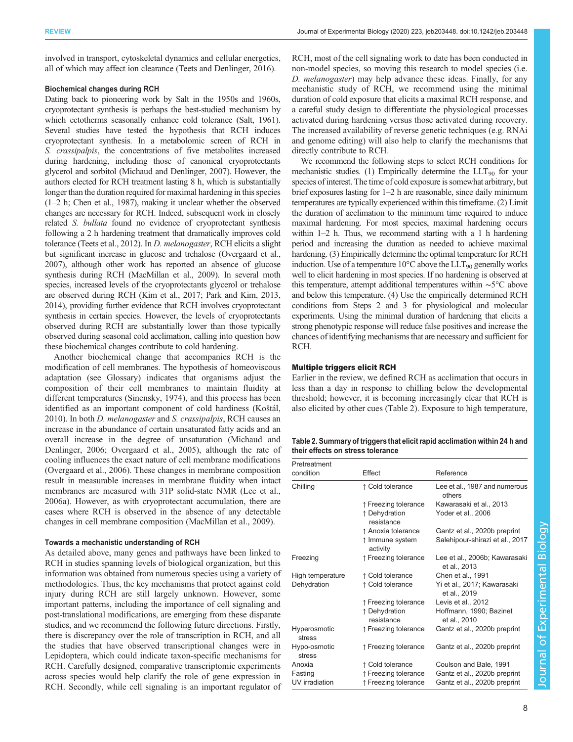involved in transport, cytoskeletal dynamics and cellular energetics, all of which may affect ion clearance (Teets and Denlinger, 2016).

### Biochemical changes during RCH

Dating back to pioneering work by Salt in the 1950s and 1960s, cryoprotectant synthesis is perhaps the best-studied mechanism by which ectotherms seasonally enhance cold tolerance (Salt, 1961). Several studies have tested the hypothesis that RCH induces cryoprotectant synthesis. In a metabolomic screen of RCH in *S. crassipalpis*, the concentrations of five metabolites increased during hardening, including those of canonical cryoprotectants glycerol and sorbitol (Michaud and Denlinger, 2007). However, the authors elected for RCH treatment lasting 8 h, which is substantially longer than the duration required for maximal hardening in this species (1–2 h; Chen et al., 1987), making it unclear whether the observed changes are necessary for RCH. Indeed, subsequent work in closely related *S. bullata* found no evidence of cryoprotectant synthesis following a 2 h hardening treatment that dramatically improves cold tolerance (Teets et al., 2012). In *D. melanogaster*, RCH elicits a slight but significant increase in glucose and trehalose (Overgaard et al., 2007), although other work has reported an absence of glucose synthesis during RCH (MacMillan et al., 2009). In several moth species, increased levels of the cryoprotectants glycerol or trehalose are observed during RCH (Kim et al., 2017; Park and Kim, 2013, 2014), providing further evidence that RCH involves cryoprotectant synthesis in certain species. However, the levels of cryoprotectants observed during RCH are substantially lower than those typically observed during seasonal cold acclimation, calling into question how these biochemical changes contribute to cold hardening.

Another biochemical change that accompanies RCH is the modification of cell membranes. The hypothesis of homeoviscous adaptation (see Glossary) indicates that organisms adjust the composition of their cell membranes to maintain fluidity at different temperatures (Sinensky, 1974), and this process has been identified as an important component of cold hardiness (Koštál, 2010). In both *D. melanogaster* and *S. crassipalpis*, RCH causes an increase in the abundance of certain unsaturated fatty acids and an overall increase in the degree of unsaturation (Michaud and Denlinger, 2006; Overgaard et al., 2005), although the rate of cooling influences the exact nature of cell membrane modifications (Overgaard et al., 2006). These changes in membrane composition result in measurable increases in membrane fluidity when intact membranes are measured with 31P solid-state NMR (Lee et al., 2006a). However, as with cryoprotectant accumulation, there are cases where RCH is observed in the absence of any detectable changes in cell membrane composition (MacMillan et al., 2009).

### Towards a mechanistic understanding of RCH

As detailed above, many genes and pathways have been linked to RCH in studies spanning levels of biological organization, but this information was obtained from numerous species using a variety of methodologies. Thus, the key mechanisms that protect against cold injury during RCH are still largely unknown. However, some important patterns, including the importance of cell signaling and post-translational modifications, are emerging from these disparate studies, and we recommend the following future directions. Firstly, there is discrepancy over the role of transcription in RCH, and all the studies that have observed transcriptional changes were in Lepidoptera, which could indicate taxon-specific mechanisms for RCH. Carefully designed, comparative transcriptomic experiments across species would help clarify the role of gene expression in RCH. Secondly, while cell signaling is an important regulator of RCH, most of the cell signaling work to date has been conducted in non-model species, so moving this research to model species (i.e. *D. melanogaster*) may help advance these ideas. Finally, for any mechanistic study of RCH, we recommend using the minimal duration of cold exposure that elicits a maximal RCH response, and a careful study design to differentiate the physiological processes activated during hardening versus those activated during recovery. The increased availability of reverse genetic techniques (e.g. RNAi and genome editing) will also help to clarify the mechanisms that directly contribute to RCH.

We recommend the following steps to select RCH conditions for mechanistic studies. (1) Empirically determine the $LLT_{90}$ for your species of interest. The time of cold exposure is somewhat arbitrary, but brief exposures lasting for 1–2 h are reasonable, since daily minimum temperatures are typically experienced within this timeframe. (2) Limit the duration of acclimation to the minimum time required to induce maximal hardening. For most species, maximal hardening occurs within 1–2 h. Thus, we recommend starting with a 1 h hardening period and increasing the duration as needed to achieve maximal hardening. (3) Empirically determine the optimal temperature for RCH induction. Use of a temperature 10°C above the $LLT_{90}$ generally works well to elicit hardening in most species. If no hardening is observed at this temperature, attempt additional temperatures within ∼5°C above and below this temperature. (4) Use the empirically determined RCH conditions from Steps 2 and 3 for physiological and molecular experiments. Using the minimal duration of hardening that elicits a strong phenotypic response will reduce false positives and increase the chances of identifying mechanisms that are necessary and sufficient for RCH.

## Multiple triggers elicit RCH

Earlier in the review, we defined RCH as acclimation that occurs in less than a day in response to chilling below the developmental threshold; however, it is becoming increasingly clear that RCH is also elicited by other cues (Table 2). Exposure to high temperature,

**Table 2. Summary of triggers that elicit rapid acclimation within 24 h and their effects on stress tolerance**

| Pretreatment condition | Effect | Reference |
|---|---|---|
| Chilling | ↑ Cold tolerance | Lee et al., 1987 and numerous others |
| | ↑ Freezing tolerance | Kawarasaki et al., 2013 |
| | ↑ Dehydration resistance | Yoder et al., 2006 |
| | ↑ Anoxia tolerance | Gantz et al., 2020b preprint |
| | ↑ Immune system activity | Salehipour-shirazi et al., 2017 |
| Freezing | ↑ Freezing tolerance | Lee et al., 2006b; Kawarasaki et al., 2013 |
| High temperature | ↑ Cold tolerance | Chen et al., 1991 |
| Dehydration | ↑ Cold tolerance | Yi et al., 2017; Kawarasaki et al., 2019 |
| | ↑ Freezing tolerance | Levis et al., 2012 |
| | ↑ Dehydration resistance | Hoffmann, 1990; Bazinet et al., 2010 |
| Hyperosmotic stress | ↑ Freezing tolerance | Gantz et al., 2020b preprint |
| Hypo-osmotic stress | ↑ Freezing tolerance | Gantz et al., 2020b preprint |
| Anoxia | ↑ Cold tolerance | Coulson and Bale, 1991 |
| Fasting | ↑ Freezing tolerance | Gantz et al., 2020b preprint |
| UV irradiation | ↑ Freezing tolerance | Gantz et al., 2020b preprint |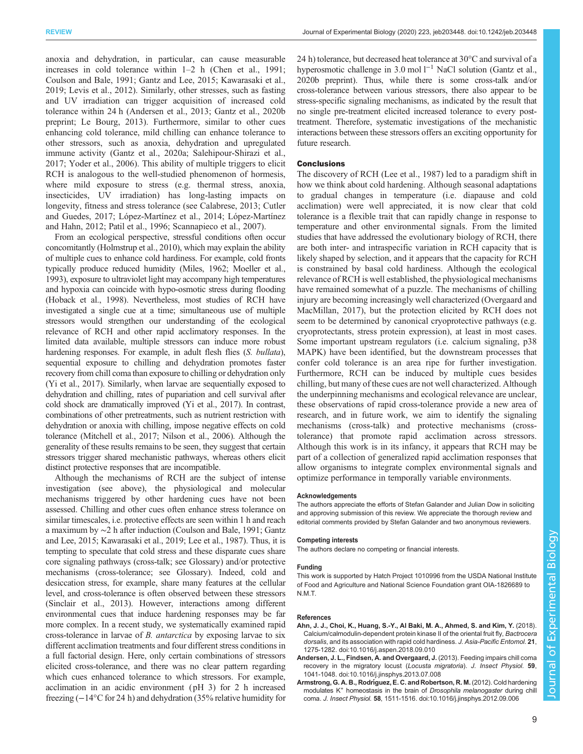anoxia and dehydration, in particular, can cause measurable increases in cold tolerance within 1–2 h (Chen et al., 1991; Coulson and Bale, 1991; Gantz and Lee, 2015; Kawarasaki et al., 2019; Levis et al., 2012). Similarly, other stresses, such as fasting and UV irradiation can trigger acquisition of increased cold tolerance within 24 h (Andersen et al., 2013; Gantz et al., 2020b preprint; Le Bourg, 2013). Furthermore, similar to other cues enhancing cold tolerance, mild chilling can enhance tolerance to other stressors, such as anoxia, dehydration and upregulated immune activity (Gantz et al., 2020a; Salehipour-Shirazi et al., 2017; Yoder et al., 2006). This ability of multiple triggers to elicit RCH is analogous to the well-studied phenomenon of hormesis, where mild exposure to stress (e.g. thermal stress, anoxia, insecticides, UV irradiation) has long-lasting impacts on longevity, fitness and stress tolerance (see Calabrese, 2013; Cutler and Guedes, 2017; López-Martínez et al., 2014; López-Martínez and Hahn, 2012; Patil et al., 1996; Scannapieco et al., 2007).

From an ecological perspective, stressful conditions often occur concomitantly (Holmstrup et al., 2010), which may explain the ability of multiple cues to enhance cold hardiness. For example, cold fronts typically produce reduced humidity (Miles, 1962; Moeller et al., 1993), exposure to ultraviolet light may accompany high temperatures and hypoxia can coincide with hypo-osmotic stress during flooding (Hoback et al., 1998). Nevertheless, most studies of RCH have investigated a single cue at a time; simultaneous use of multiple stressors would strengthen our understanding of the ecological relevance of RCH and other rapid acclimatory responses. In the limited data available, multiple stressors can induce more robust hardening responses. For example, in adult flesh flies (*S. bullata*), sequential exposure to chilling and dehydration promotes faster recovery from chill coma than exposure to chilling or dehydration only (Yi et al., 2017). Similarly, when larvae are sequentially exposed to dehydration and chilling, rates of pupariation and cell survival after cold shock are dramatically improved (Yi et al., 2017). In contrast, combinations of other pretreatments, such as nutrient restriction with dehydration or anoxia with chilling, impose negative effects on cold tolerance (Mitchell et al., 2017; Nilson et al., 2006). Although the generality of these results remains to be seen, they suggest that certain stressors trigger shared mechanistic pathways, whereas others elicit distinct protective responses that are incompatible.

Although the mechanisms of RCH are the subject of intense investigation (see above), the physiological and molecular mechanisms triggered by other hardening cues have not been assessed. Chilling and other cues often enhance stress tolerance on similar timescales, i.e. protective effects are seen within 1 h and reach a maximum by ∼2 h after induction (Coulson and Bale, 1991; Gantz and Lee, 2015; Kawarasaki et al., 2019; Lee et al., 1987). Thus, it is tempting to speculate that cold stress and these disparate cues share core signaling pathways (cross-talk; see Glossary) and/or protective mechanisms (cross-tolerance; see Glossary). Indeed, cold and desiccation stress, for example, share many features at the cellular level, and cross-tolerance is often observed between these stressors (Sinclair et al., 2013). However, interactions among different environmental cues that induce hardening responses may be far more complex. In a recent study, we systematically examined rapid cross-tolerance in larvae of *B. antarctica* by exposing larvae to six different acclimation treatments and four different stress conditions in a full factorial design. Here, only certain combinations of stressors elicited cross-tolerance, and there was no clear pattern regarding which cues enhanced tolerance to which stressors. For example, acclimation in an acidic environment (pH 3) for 2 h increased freezing (−14°C for 24 h) and dehydration (35% relative humidity for 24 h) tolerance, but decreased heat tolerance at 30°C and survival of a hyperosmotic challenge in 3.0 mol $l^{-1}$ NaCl solution (Gantz et al., 2020b preprint). Thus, while there is some cross-talk and/or cross-tolerance between various stressors, there also appear to be stress-specific signaling mechanisms, as indicated by the result that no single pre-treatment elicited increased tolerance to every post-treatment. Therefore, systematic investigations of the mechanistic interactions between these stressors offers an exciting opportunity for future research.

## Conclusions

The discovery of RCH (Lee et al., 1987) led to a paradigm shift in how we think about cold hardening. Although seasonal adaptations to gradual changes in temperature (i.e. diapause and cold acclimation) were well appreciated, it is now clear that cold tolerance is a flexible trait that can rapidly change in response to temperature and other environmental signals. From the limited studies that have addressed the evolutionary biology of RCH, there are both inter- and intraspecific variation in RCH capacity that is likely shaped by selection, and it appears that the capacity for RCH is constrained by basal cold hardiness. Although the ecological relevance of RCH is well established, the physiological mechanisms have remained somewhat of a puzzle. The mechanisms of chilling injury are becoming increasingly well characterized (Overgaard and MacMillan, 2017), but the protection elicited by RCH does not seem to be determined by canonical cryoprotective pathways (e.g. cryoprotectants, stress protein expression), at least in most cases. Some important upstream regulators (i.e. calcium signaling, p38 MAPK) have been identified, but the downstream processes that confer cold tolerance is an area ripe for further investigation. Furthermore, RCH can be induced by multiple cues besides chilling, but many of these cues are not well characterized. Although the underpinning mechanisms and ecological relevance are unclear, these observations of rapid cross-tolerance provide a new area of research, and in future work, we aim to identify the signaling mechanisms (cross-talk) and protective mechanisms (cross-tolerance) that promote rapid acclimation across stressors. Although this work is in its infancy, it appears that RCH may be part of a collection of generalized rapid acclimation responses that allow organisms to integrate complex environmental signals and optimize performance in temporally variable environments.

#### Acknowledgements

The authors appreciate the efforts of Stefan Galander and Julian Dow in soliciting and approving submission of this review. We appreciate the thorough review and editorial comments provided by Stefan Galander and two anonymous reviewers.

#### Competing interests

The authors declare no competing or financial interests.

#### Funding

This work is supported by Hatch Project 1010996 from the USDA National Institute of Food and Agriculture and National Science Foundation grant OIA-1826689 to N.M.T.

#### References

**Ahn, J. J., Choi, K., Huang, S.-Y., Al Baki, M. A., Ahmed, S. and Kim, Y.** (2018). Calcium/calmodulin-dependent protein kinase II of the oriental fruit fly, *Bactrocera dorsalis*, and its association with rapid cold hardiness. *J. Asia-Pacific Entomol.* **21**, 1275-1282. doi:10.1016/j.aspen.2018.09.010

**Andersen, J. L., Findsen, A. and Overgaard, J.** (2013). Feeding impairs chill coma recovery in the migratory locust (*Locusta migratoria*). *J. Insect Physiol.* **59**, 1041-1048. doi:10.1016/j.jinsphys.2013.07.008

**Armstrong, G. A. B., Rodríguez, E. C. and Robertson, R. M.** (2012). Cold hardening modulates $K^+$ homeostasis in the brain of *Drosophila melanogaster* during chill coma. *J. Insect Physiol.* **58**, 1511-1516. doi:10.1016/j.jinsphys.2012.09.006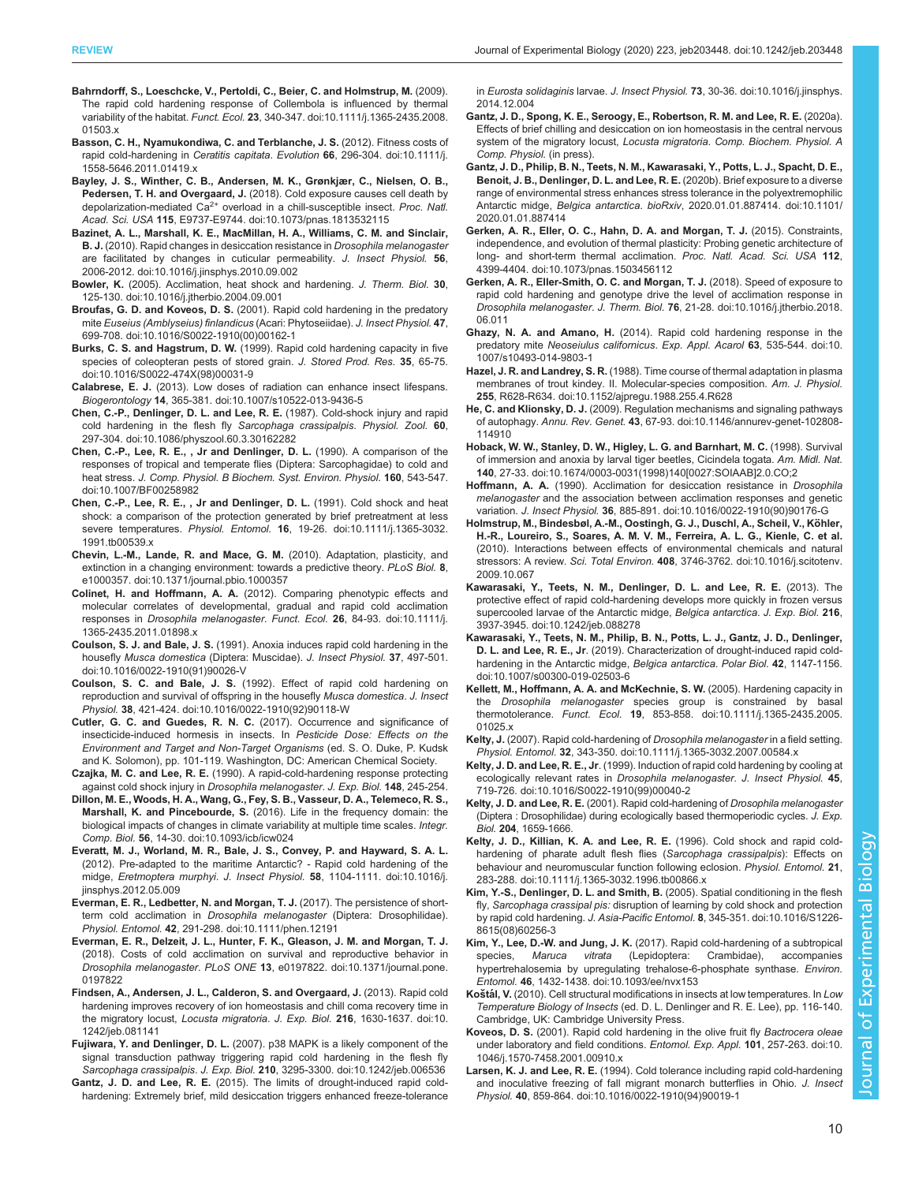**Bahrndorff, S., Loeschcke, V., Pertoldi, C., Beier, C. and Holmstrup, M.** (2009). The rapid cold hardening response of Collembola is influenced by thermal variability of the habitat. *Funct. Ecol.* **23**, 340-347. doi:10.1111/j.1365-2435.2008.01503.x

**Basson, C. H., Nyamukondiwa, C. and Terblanche, J. S.** (2012). Fitness costs of rapid cold-hardening in *Ceratitis capitata*. *Evolution* **66**, 296-304. doi:10.1111/j.1558-5646.2011.01419.x

**Bayley, J. S., Winther, C. B., Andersen, M. K., Grønkjær, C., Nielsen, O. B., Pedersen, T. H. and Overgaard, J.** (2018). Cold exposure causes cell death by depolarization-mediated $Ca^{2+}$ overload in a chill-susceptible insect. *Proc. Natl. Acad. Sci. USA* **115**, E9737-E9744. doi:10.1073/pnas.1813532115

**Bazinet, A. L., Marshall, K. E., MacMillan, H. A., Williams, C. M. and Sinclair, B. J.** (2010). Rapid changes in desiccation resistance in *Drosophila melanogaster* are facilitated by changes in cuticular permeability. *J. Insect Physiol.* **56**, 2006-2012. doi:10.1016/j.jinsphys.2010.09.002

**Bowler, K.** (2005). Acclimation, heat shock and hardening. *J. Therm. Biol.* **30**, 125-130. doi:10.1016/j.jtherbio.2004.09.001

**Broufas, G. D. and Koveos, D. S.** (2001). Rapid cold hardening in the predatory mite *Euseius (Amblyseius) finlandicus* (Acari: Phytoseiidae). *J. Insect Physiol.* **47**, 699-708. doi:10.1016/S0022-1910(00)00162-1

**Burks, C. S. and Hagstrum, D. W.** (1999). Rapid cold hardening capacity in five species of coleopteran pests of stored grain. *J. Stored Prod. Res.* **35**, 65-75. doi:10.1016/S0022-474X(98)00031-9

**Calabrese, E. J.** (2013). Low doses of radiation can enhance insect lifespans. *Biogerontology* **14**, 365-381. doi:10.1007/s10522-013-9436-5

**Chen, C.-P., Denlinger, D. L. and Lee, R. E.** (1987). Cold-shock injury and rapid cold hardening in the flesh fly *Sarcophaga crassipalpis*. *Physiol. Zool.* **60**, 297-304. doi:10.1086/physzool.60.3.30162282

**Chen, C.-P., Lee, R. E., , Jr and Denlinger, D. L.** (1990). A comparison of the responses of tropical and temperate flies (Diptera: Sarcophagidae) to cold and heat stress. *J. Comp. Physiol. B Biochem. Syst. Environ. Physiol.* **160**, 543-547. doi:10.1007/BF00258982

**Chen, C.-P., Lee, R. E., , Jr and Denlinger, D. L.** (1991). Cold shock and heat shock: a comparison of the protection generated by brief pretreatment at less severe temperatures. *Physiol. Entomol.* **16**, 19-26. doi:10.1111/j.1365-3032.1991.tb00539.x

**Chevin, L.-M., Lande, R. and Mace, G. M.** (2010). Adaptation, plasticity, and extinction in a changing environment: towards a predictive theory. *PLoS Biol.* **8**, e1000357. doi:10.1371/journal.pbio.1000357

**Colinet, H. and Hoffmann, A. A.** (2012). Comparing phenotypic effects and molecular correlates of developmental, gradual and rapid cold acclimation responses in *Drosophila melanogaster*. *Funct. Ecol.* **26**, 84-93. doi:10.1111/j.1365-2435.2011.01898.x

**Coulson, S. J. and Bale, J. S.** (1991). Anoxia induces rapid cold hardening in the housefly *Musca domestica* (Diptera: Muscidae). *J. Insect Physiol.* **37**, 497-501. doi:10.1016/0022-1910(91)90026-V

**Coulson, S. C. and Bale, J. S.** (1992). Effect of rapid cold hardening on reproduction and survival of offspring in the housefly *Musca domestica*. *J. Insect Physiol.* **38**, 421-424. doi:10.1016/0022-1910(92)90118-W

**Cutler, G. C. and Guedes, R. N. C.** (2017). Occurrence and significance of insecticide-induced hormesis in insects. In *Pesticide Dose: Effects on the Environment and Target and Non-Target Organisms* (ed. S. O. Duke, P. Kudsk and K. Solomon), pp. 101-119. Washington, DC: American Chemical Society.

**Czajka, M. C. and Lee, R. E.** (1990). A rapid-cold-hardening response protecting against cold shock injury in *Drosophila melanogaster*. *J. Exp. Biol.* **148**, 245-254.

**Dillon, M. E., Woods, H. A., Wang, G., Fey, S. B., Vasseur, D. A., Telemeco, R. S., Marshall, K. and Pincebourde, S.** (2016). Life in the frequency domain: the biological impacts of changes in climate variability at multiple time scales. *Integr. Comp. Biol.* **56**, 14-30. doi:10.1093/icb/icw024

**Everatt, M. J., Worland, M. R., Bale, J. S., Convey, P. and Hayward, S. A. L.** (2012). Pre-adapted to the maritime Antarctic? - Rapid cold hardening of the midge, *Eretmoptera murphyi*. *J. Insect Physiol.* **58**, 1104-1111. doi:10.1016/j.jinsphys.2012.05.009

**Everman, E. R., Ledbetter, N. and Morgan, T. J.** (2017). The persistence of short-term cold acclimation in *Drosophila melanogaster* (Diptera: Drosophilidae). *Physiol. Entomol.* **42**, 291-298. doi:10.1111/phen.12191

**Everman, E. R., Delzeit, J. L., Hunter, F. K., Gleason, J. M. and Morgan, T. J.** (2018). Costs of cold acclimation on survival and reproductive behavior in *Drosophila melanogaster*. *PLoS ONE* **13**, e0197822. doi:10.1371/journal.pone.0197822

**Findsen, A., Andersen, J. L., Calderon, S. and Overgaard, J.** (2013). Rapid cold hardening improves recovery of ion homeostasis and chill coma recovery time in the migratory locust, *Locusta migratoria*. *J. Exp. Biol.* **216**, 1630-1637. doi:10.1242/jeb.081141

**Fujiwara, Y. and Denlinger, D. L.** (2007). p38 MAPK is a likely component of the signal transduction pathway triggering rapid cold hardening in the flesh fly *Sarcophaga crassipalpis*. *J. Exp. Biol.* **210**, 3295-3300. doi:10.1242/jeb.006536

**Gantz, J. D. and Lee, R. E.** (2015). The limits of drought-induced rapid cold-hardening: Extremely brief, mild desiccation triggers enhanced freeze-tolerance in *Eurosta solidaginis* larvae. *J. Insect Physiol.* **73**, 30-36. doi:10.1016/j.jinsphys.2014.12.004

**Gantz, J. D., Spong, K. E., Seroogy, E., Robertson, R. M. and Lee, R. E.** (2020a). Effects of brief chilling and desiccation on ion homeostasis in the central nervous system of the migratory locust, *Locusta migratoria*. *Comp. Biochem. Physiol. A Comp. Physiol.* (in press).

**Gantz, J. D., Philip, B. N., Teets, N. M., Kawarasaki, Y., Potts, L. J., Spacht, D. E., Benoit, J. B., Denlinger, D. L. and Lee, R. E.** (2020b). Brief exposure to a diverse range of environmental stress enhances stress tolerance in the polyextremophilic Antarctic midge, *Belgica antarctica*. *bioRxiv*, 2020.01.01.887414. doi:10.1101/2020.01.01.887414

**Gerken, A. R., Eller, O. C., Hahn, D. A. and Morgan, T. J.** (2015). Constraints, independence, and evolution of thermal plasticity: Probing genetic architecture of long- and short-term thermal acclimation. *Proc. Natl. Acad. Sci. USA* **112**, 4399-4404. doi:10.1073/pnas.1503456112

**Gerken, A. R., Eller-Smith, O. C. and Morgan, T. J.** (2018). Speed of exposure to rapid cold hardening and genotype drive the level of acclimation response in *Drosophila melanogaster*. *J. Therm. Biol.* **76**, 21-28. doi:10.1016/j.jtherbio.2018.06.011

**Ghazy, N. A. and Amano, H.** (2014). Rapid cold hardening response in the predatory mite *Neoseiulus californicus*. *Exp. Appl. Acarol* **63**, 535-544. doi:10.1007/s10493-014-9803-1

**Hazel, J. R. and Landrey, S. R.** (1988). Time course of thermal adaptation in plasma membranes of trout kindey. II. Molecular-species composition. *Am. J. Physiol.* **255**, R628-R634. doi:10.1152/ajpregu.1988.255.4.R628

**He, C. and Klionsky, D. J.** (2009). Regulation mechanisms and signaling pathways of autophagy. *Annu. Rev. Genet.* **43**, 67-93. doi:10.1146/annurev-genet-102808-114910

**Hoback, W. W., Stanley, D. W., Higley, L. G. and Barnhart, M. C.** (1998). Survival of immersion and anoxia by larval tiger beetles, Cicindela togata. *Am. Midl. Nat.* **140**, 27-33. doi:10.1674/0003-0031(1998)140[0027:SOIAAB]2.0.CO;2

**Hoffmann, A. A.** (1990). Acclimation for desiccation resistance in *Drosophila melanogaster* and the association between acclimation responses and genetic variation. *J. Insect Physiol.* **36**, 885-891. doi:10.1016/0022-1910(90)90176-G

**Holmstrup, M., Bindesbøl, A.-M., Oostingh, G. J., Duschl, A., Scheil, V., Köhler, H.-R., Loureiro, S., Soares, A. M. V. M., Ferreira, A. L. G., Kienle, C. et al.** (2010). Interactions between effects of environmental chemicals and natural stressors: A review. *Sci. Total Environ.* **408**, 3746-3762. doi:10.1016/j.scitotenv.2009.10.067

**Kawarasaki, Y., Teets, N. M., Denlinger, D. L. and Lee, R. E.** (2013). The protective effect of rapid cold-hardening develops more quickly in frozen versus supercooled larvae of the Antarctic midge, *Belgica antarctica*. *J. Exp. Biol.* **216**, 3937-3945. doi:10.1242/jeb.088278

**Kawarasaki, Y., Teets, N. M., Philip, B. N., Potts, L. J., Gantz, J. D., Denlinger, D. L. and Lee, R. E., Jr** (2019). Characterization of drought-induced rapid cold-hardening in the Antarctic midge, *Belgica antarctica*. *Polar Biol.* **42**, 1147-1156. doi:10.1007/s00300-019-02503-6

**Kellett, M., Hoffmann, A. A. and McKechnie, S. W.** (2005). Hardening capacity in the *Drosophila melanogaster* species group is constrained by basal thermotolerance. *Funct. Ecol.* **19**, 853-858. doi:10.1111/j.1365-2435.2005.01025.x

**Kelty, J.** (2007). Rapid cold-hardening of *Drosophila melanogaster* in a field setting. *Physiol. Entomol.* **32**, 343-350. doi:10.1111/j.1365-3032.2007.00584.x

**Kelty, J. D. and Lee, R. E., Jr** (1999). Induction of rapid cold hardening by cooling at ecologically relevant rates in *Drosophila melanogaster*. *J. Insect Physiol.* **45**, 719-726. doi:10.1016/S0022-1910(99)00040-2

**Kelty, J. D. and Lee, R. E.** (2001). Rapid cold-hardening of *Drosophila melanogaster* (Diptera : Drosophilidae) during ecologically based thermoperiodic cycles. *J. Exp. Biol.* **204**, 1659-1666.

**Kelty, J. D., Killian, K. A. and Lee, R. E.** (1996). Cold shock and rapid cold-hardening of pharate adult flesh flies (*Sarcophaga crassipalpis*): Effects on behaviour and neuromuscular function following eclosion. *Physiol. Entomol.* **21**, 283-288. doi:10.1111/j.1365-3032.1996.tb00866.x

**Kim, Y.-S., Denlinger, D. L. and Smith, B.** (2005). Spatial conditioning in the flesh fly, *Sarcophaga crassipal pis:* disruption of learning by cold shock and protection by rapid cold hardening. *J. Asia-Pacific Entomol.* **8**, 345-351. doi:10.1016/S1226-8615(08)60256-3

**Kim, Y., Lee, D.-W. and Jung, J. K.** (2017). Rapid cold-hardening of a subtropical species, *Maruca vitrata* (Lepidoptera: Crambidae), accompanies hypertrehalosemia by upregulating trehalose-6-phosphate synthase. *Environ. Entomol.* **46**, 1432-1438. doi:10.1093/ee/nvx153

**Koštál, V.** (2010). Cell structural modifications in insects at low temperatures. In *Low Temperature Biology of Insects* (ed. D. L. Denlinger and R. E. Lee), pp. 116-140. Cambridge, UK: Cambridge University Press.

**Koveos, D. S.** (2001). Rapid cold hardening in the olive fruit fly *Bactrocera oleae* under laboratory and field conditions. *Entomol. Exp. Appl.* **101**, 257-263. doi:10.1046/j.1570-7458.2001.00910.x

**Larsen, K. J. and Lee, R. E.** (1994). Cold tolerance including rapid cold-hardening and inoculative freezing of fall migrant monarch butterflies in Ohio. *J. Insect Physiol.* **40**, 859-864. doi:10.1016/0022-1910(94)90019-1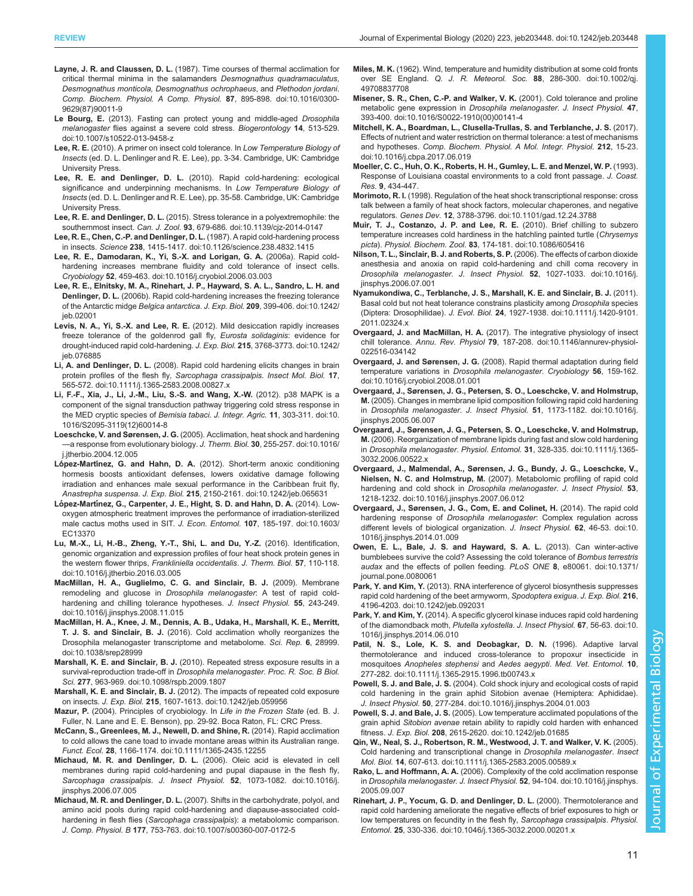**Layne, J. R. and Claussen, D. L.** (1987). Time courses of thermal acclimation for critical thermal minima in the salamanders *Desmognathus quadramaculatus, Desmognathus monticola, Desmognathus ochrophaeus*, and *Plethodon jordani*. *Comp. Biochem. Physiol. A Comp. Physiol.* **87**, 895-898. doi:10.1016/0300-9629(87)90011-9

**Le Bourg, E.** (2013). Fasting can protect young and middle-aged *Drosophila melanogaster* flies against a severe cold stress. *Biogerontology* **14**, 513-529. doi:10.1007/s10522-013-9458-z

**Lee, R. E.** (2010). A primer on insect cold tolerance. In *Low Temperature Biology of Insects* (ed. D. L. Denlinger and R. E. Lee), pp. 3-34. Cambridge, UK: Cambridge University Press.

**Lee, R. E. and Denlinger, D. L.** (2010). Rapid cold-hardening: ecological significance and underpinning mechanisms. In *Low Temperature Biology of Insects* (ed. D. L. Denlinger and R. E. Lee), pp. 35-58. Cambridge, UK: Cambridge University Press.

**Lee, R. E. and Denlinger, D. L.** (2015). Stress tolerance in a polyextremophile: the southernmost insect. *Can. J. Zool.* **93**, 679-686. doi:10.1139/cjz-2014-0147

**Lee, R. E., Chen, C.-P. and Denlinger, D. L.** (1987). A rapid cold-hardening process in insects. *Science* **238**, 1415-1417. doi:10.1126/science.238.4832.1415

**Lee, R. E., Damodaran, K., Yi, S.-X. and Lorigan, G. A.** (2006a). Rapid cold-hardening increases membrane fluidity and cold tolerance of insect cells. *Cryobiology* **52**, 459-463. doi:10.1016/j.cryobiol.2006.03.003

**Lee, R. E., Elnitsky, M. A., Rinehart, J. P., Hayward, S. A. L., Sandro, L. H. and Denlinger, D. L.** (2006b). Rapid cold-hardening increases the freezing tolerance of the Antarctic midge *Belgica antarctica*. *J. Exp. Biol.* **209**, 399-406. doi:10.1242/jeb.02001

**Levis, N. A., Yi, S.-X. and Lee, R. E.** (2012). Mild desiccation rapidly increases freeze tolerance of the goldenrod gall fly, *Eurosta solidaginis*: evidence for drought-induced rapid cold-hardening. *J. Exp. Biol.* **215**, 3768-3773. doi:10.1242/jeb.076885

**Li, A. and Denlinger, D. L.** (2008). Rapid cold hardening elicits changes in brain protein profiles of the flesh fly, *Sarcophaga crassipalpis*. *Insect Mol. Biol.* **17**, 565-572. doi:10.1111/j.1365-2583.2008.00827.x

**Li, F.-F., Xia, J., Li, J.-M., Liu, S.-S. and Wang, X.-W.** (2012). p38 MAPK is a component of the signal transduction pathway triggering cold stress response in the MED cryptic species of *Bemisia tabaci*. *J. Integr. Agric.* **11**, 303-311. doi:10.1016/S2095-3119(12)60014-8

**Loeschcke, V. and Sørensen, J. G.** (2005). Acclimation, heat shock and hardening—a response from evolutionary biology. *J. Therm. Biol.* **30**, 255-257. doi:10.1016/j.jtherbio.2004.12.005

**López-Martínez, G. and Hahn, D. A.** (2012). Short-term anoxic conditioning hormesis boosts antioxidant defenses, lowers oxidative damage following irradiation and enhances male sexual performance in the Caribbean fruit fly, *Anastrepha suspensa*. *J. Exp. Biol.* **215**, 2150-2161. doi:10.1242/jeb.065631

**López-Martínez, G., Carpenter, J. E., Hight, S. D. and Hahn, D. A.** (2014). Low-oxygen atmospheric treatment improves the performance of irradiation-sterilized male cactus moths used in SIT. *J. Econ. Entomol.* **107**, 185-197. doi:10.1603/EC13370

**Lu, M.-X., Li, H.-B., Zheng, Y.-T., Shi, L. and Du, Y.-Z.** (2016). Identification, genomic organization and expression profiles of four heat shock protein genes in the western flower thrips, *Frankliniella occidentalis*. *J. Therm. Biol.* **57**, 110-118. doi:10.1016/j.jtherbio.2016.03.005

**MacMillan, H. A., Guglielmo, C. G. and Sinclair, B. J.** (2009). Membrane remodeling and glucose in *Drosophila melanogaster*: A test of rapid cold-hardening and chilling tolerance hypotheses. *J. Insect Physiol.* **55**, 243-249. doi:10.1016/j.jinsphys.2008.11.015

**MacMillan, H. A., Knee, J. M., Dennis, A. B., Udaka, H., Marshall, K. E., Merritt, T. J. S. and Sinclair, B. J.** (2016). Cold acclimation wholly reorganizes the Drosophila melanogaster transcriptome and metabolome. *Sci. Rep.* **6**, 28999. doi:10.1038/srep28999

**Marshall, K. E. and Sinclair, B. J.** (2010). Repeated stress exposure results in a survival-reproduction trade-off in *Drosophila melanogaster*. *Proc. R. Soc. B Biol. Sci.* **277**, 963-969. doi:10.1098/rspb.2009.1807

**Marshall, K. E. and Sinclair, B. J.** (2012). The impacts of repeated cold exposure on insects. *J. Exp. Biol.* **215**, 1607-1613. doi:10.1242/jeb.059956

**Mazur, P.** (2004). Principles of cryobiology. In *Life in the Frozen State* (ed. B. J. Fuller, N. Lane and E. E. Benson), pp. 29-92. Boca Raton, FL: CRC Press.

**McCann, S., Greenlees, M. J., Newell, D. and Shine, R.** (2014). Rapid acclimation to cold allows the cane toad to invade montane areas within its Australian range. *Funct. Ecol.* **28**, 1166-1174. doi:10.1111/1365-2435.12255

**Michaud, M. R. and Denlinger, D. L.** (2006). Oleic acid is elevated in cell membranes during rapid cold-hardening and pupal diapause in the flesh fly, *Sarcophaga crassipalpis*. *J. Insect Physiol.* **52**, 1073-1082. doi:10.1016/j.jinsphys.2006.07.005

**Michaud, M. R. and Denlinger, D. L.** (2007). Shifts in the carbohydrate, polyol, and amino acid pools during rapid cold-hardening and diapause-associated cold-hardening in flesh flies (*Sarcophaga crassipalpis*): a metabolomic comparison. *J. Comp. Physiol. B* **177**, 753-763. doi:10.1007/s00360-007-0172-5

**Miles, M. K.** (1962). Wind, temperature and humidity distribution at some cold fronts over SE England. *Q. J. R. Meteorol. Soc.* **88**, 286-300. doi:10.1002/qj.49708837708

**Misener, S. R., Chen, C.-P. and Walker, V. K.** (2001). Cold tolerance and proline metabolic gene expression in *Drosophila melanogaster*. *J. Insect Physiol.* **47**, 393-400. doi:10.1016/S0022-1910(00)00141-4

**Mitchell, K. A., Boardman, L., Clusella-Trullas, S. and Terblanche, J. S.** (2017). Effects of nutrient and water restriction on thermal tolerance: a test of mechanisms and hypotheses. *Comp. Biochem. Physiol. A Mol. Integr. Physiol.* **212**, 15-23. doi:10.1016/j.cbpa.2017.06.019

**Moeller, C. C., Huh, O. K., Roberts, H. H., Gumley, L. E. and Menzel, W. P.** (1993). Response of Louisiana coastal environments to a cold front passage. *J. Coast. Res.* **9**, 434-447.

**Morimoto, R. I.** (1998). Regulation of the heat shock transcriptional response: cross talk between a family of heat shock factors, molecular chaperones, and negative regulators. *Genes Dev.* **12**, 3788-3796. doi:10.1101/gad.12.24.3788

**Muir, T. J., Costanzo, J. P. and Lee, R. E.** (2010). Brief chilling to subzero temperature increases cold hardiness in the hatchling painted turtle (*Chrysemys picta*). *Physiol. Biochem. Zool.* **83**, 174-181. doi:10.1086/605416

**Nilson, T. L., Sinclair, B. J. and Roberts, S. P.** (2006). The effects of carbon dioxide anesthesia and anoxia on rapid cold-hardening and chill coma recovery in *Drosophila melanogaster*. *J. Insect Physiol.* **52**, 1027-1033. doi:10.1016/j.jinsphys.2006.07.001

**Nyamukondiwa, C., Terblanche, J. S., Marshall, K. E. and Sinclair, B. J.** (2011). Basal cold but not heat tolerance constrains plasticity among *Drosophila* species (Diptera: Drosophilidae). *J. Evol. Biol.* **24**, 1927-1938. doi:10.1111/j.1420-9101.2011.02324.x

**Overgaard, J. and MacMillan, H. A.** (2017). The integrative physiology of insect chill tolerance. *Annu. Rev. Physiol* **79**, 187-208. doi:10.1146/annurev-physiol-022516-034142

**Overgaard, J. and Sørensen, J. G.** (2008). Rapid thermal adaptation during field temperature variations in *Drosophila melanogaster*. *Cryobiology* **56**, 159-162. doi:10.1016/j.cryobiol.2008.01.001

**Overgaard, J., Sørensen, J. G., Petersen, S. O., Loeschcke, V. and Holmstrup, M.** (2005). Changes in membrane lipid composition following rapid cold hardening in *Drosophila melanogaster*. *J. Insect Physiol.* **51**, 1173-1182. doi:10.1016/j.jinsphys.2005.06.007

**Overgaard, J., Sørensen, J. G., Petersen, S. O., Loeschcke, V. and Holmstrup, M.** (2006). Reorganization of membrane lipids during fast and slow cold hardening in *Drosophila melanogaster*. *Physiol. Entomol.* **31**, 328-335. doi:10.1111/j.1365-3032.2006.00522.x

**Overgaard, J., Malmendal, A., Sørensen, J. G., Bundy, J. G., Loeschcke, V., Nielsen, N. C. and Holmstrup, M.** (2007). Metabolomic profiling of rapid cold hardening and cold shock in *Drosophila melanogaster*. *J. Insect Physiol.* **53**, 1218-1232. doi:10.1016/j.jinsphys.2007.06.012

**Overgaard, J., Sørensen, J. G., Com, E. and Colinet, H.** (2014). The rapid cold hardening response of *Drosophila melanogaster*: Complex regulation across different levels of biological organization. *J. Insect Physiol.* **62**, 46-53. doi:10.1016/j.jinsphys.2014.01.009

**Owen, E. L., Bale, J. S. and Hayward, S. A. L.** (2013). Can winter-active bumblebees survive the cold? Assessing the cold tolerance of *Bombus terrestris audax* and the effects of pollen feeding. *PLoS ONE* **8**, e80061. doi:10.1371/journal.pone.0080061

**Park, Y. and Kim, Y.** (2013). RNA interference of glycerol biosynthesis suppresses rapid cold hardening of the beet armyworm, *Spodoptera exigua*. *J. Exp. Biol.* **216**, 4196-4203. doi:10.1242/jeb.092031

**Park, Y. and Kim, Y.** (2014). A specific glycerol kinase induces rapid cold hardening of the diamondback moth, *Plutella xylostella*. *J. Insect Physiol.* **67**, 56-63. doi:10.1016/j.jinsphys.2014.06.010

**Patil, N. S., Lole, K. S. and Deobagkar, D. N.** (1996). Adaptive larval thermotolerance and induced cross-tolerance to propoxur insecticide in mosquitoes *Anopheles stephensi* and *Aedes aegypti*. *Med. Vet. Entomol.* **10**, 277-282. doi:10.1111/j.1365-2915.1996.tb00743.x

**Powell, S. J. and Bale, J. S.** (2004). Cold shock injury and ecological costs of rapid cold hardening in the grain aphid Sitobion avenae (Hemiptera: Aphididae). *J. Insect Physiol.* **50**, 277-284. doi:10.1016/j.jinsphys.2004.01.003

**Powell, S. J. and Bale, J. S.** (2005). Low temperature acclimated populations of the grain aphid *Sitobion avenae* retain ability to rapidly cold harden with enhanced fitness. *J. Exp. Biol.* **208**, 2615-2620. doi:10.1242/jeb.01685

**Qin, W., Neal, S. J., Robertson, R. M., Westwood, J. T. and Walker, V. K.** (2005). Cold hardening and transcriptional change in *Drosophila melanogaster*. *Insect Mol. Biol.* **14**, 607-613. doi:10.1111/j.1365-2583.2005.00589.x

**Rako, L. and Hoffmann, A. A.** (2006). Complexity of the cold acclimation response in *Drosophila melanogaster*. *J. Insect Physiol.* **52**, 94-104. doi:10.1016/j.jinsphys.2005.09.007

**Rinehart, J. P., Yocum, G. D. and Denlinger, D. L.** (2000). Thermotolerance and rapid cold hardening ameliorate the negative effects of brief exposures to high or low temperatures on fecundity in the flesh fly, *Sarcophaga crassipalpis*. *Physiol. Entomol.* **25**, 330-336. doi:10.1046/j.1365-3032.2000.00201.x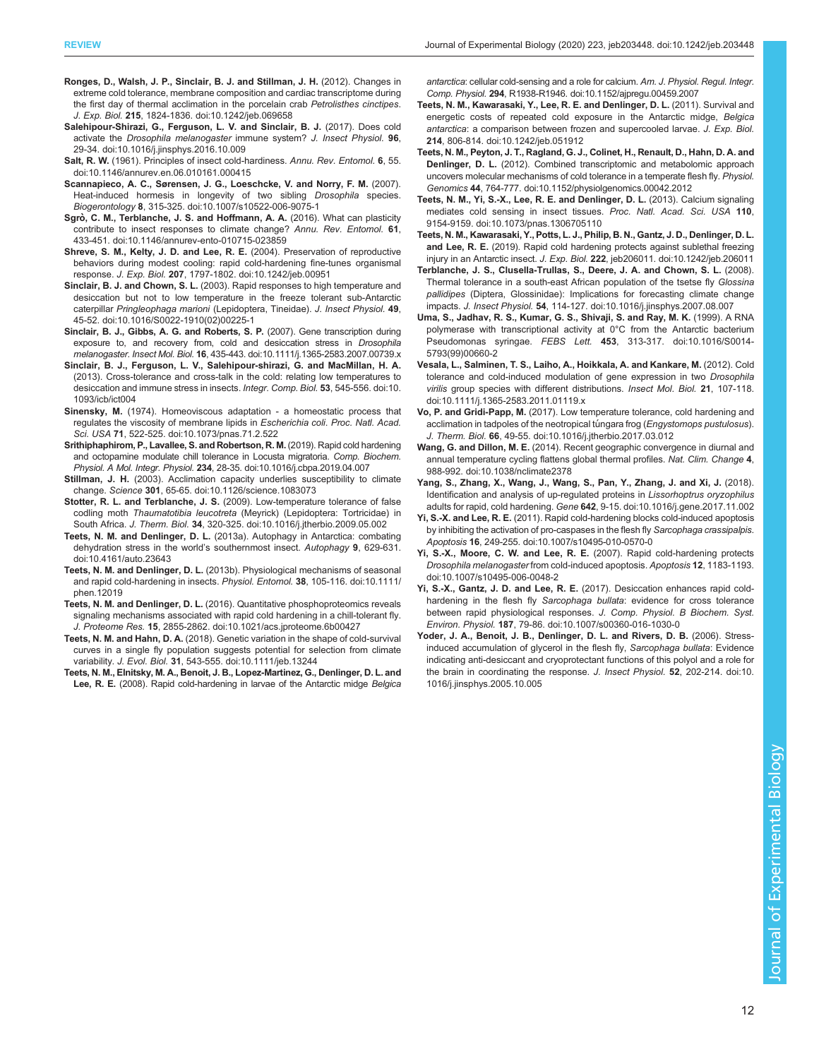**Ronges, D., Walsh, J. P., Sinclair, B. J. and Stillman, J. H.** (2012). Changes in extreme cold tolerance, membrane composition and cardiac transcriptome during the first day of thermal acclimation in the porcelain crab *Petrolisthes cinctipes*. *J. Exp. Biol.* **215**, 1824-1836. doi:10.1242/jeb.069658

**Salehipour-Shirazi, G., Ferguson, L. V. and Sinclair, B. J.** (2017). Does cold activate the *Drosophila melanogaster* immune system? *J. Insect Physiol.* **96**, 29-34. doi:10.1016/j.jinsphys.2016.10.009

**Salt, R. W.** (1961). Principles of insect cold-hardiness. *Annu. Rev. Entomol.* **6**, 55. doi:10.1146/annurev.en.06.010161.000415

**Scannapieco, A. C., Sørensen, J. G., Loeschcke, V. and Norry, F. M.** (2007). Heat-induced hormesis in longevity of two sibling *Drosophila* species. *Biogerontology* **8**, 315-325. doi:10.1007/s10522-006-9075-1

**Sgrò, C. M., Terblanche, J. S. and Hoffmann, A. A.** (2016). What can plasticity contribute to insect responses to climate change? *Annu. Rev. Entomol.* **61**, 433-451. doi:10.1146/annurev-ento-010715-023859

**Shreve, S. M., Kelty, J. D. and Lee, R. E.** (2004). Preservation of reproductive behaviors during modest cooling: rapid cold-hardening fine-tunes organismal response. *J. Exp. Biol.* **207**, 1797-1802. doi:10.1242/jeb.00951

**Sinclair, B. J. and Chown, S. L.** (2003). Rapid responses to high temperature and desiccation but not to low temperature in the freeze tolerant sub-Antarctic caterpillar *Pringleophaga marioni* (Lepidoptera, Tineidae). *J. Insect Physiol.* **49**, 45-52. doi:10.1016/S0022-1910(02)00225-1

**Sinclair, B. J., Gibbs, A. G. and Roberts, S. P.** (2007). Gene transcription during exposure to, and recovery from, cold and desiccation stress in *Drosophila melanogaster*. *Insect Mol. Biol.* **16**, 435-443. doi:10.1111/j.1365-2583.2007.00739.x

**Sinclair, B. J., Ferguson, L. V., Salehipour-shirazi, G. and MacMillan, H. A.** (2013). Cross-tolerance and cross-talk in the cold: relating low temperatures to desiccation and immune stress in insects. *Integr. Comp. Biol.* **53**, 545-556. doi:10.1093/icb/ict004

**Sinensky, M.** (1974). Homeoviscous adaptation - a homeostatic process that regulates the viscosity of membrane lipids in *Escherichia coli*. *Proc. Natl. Acad. Sci. USA* **71**, 522-525. doi:10.1073/pnas.71.2.522

**Srithiphaphirom, P., Lavallee, S. and Robertson, R. M.** (2019). Rapid cold hardening and octopamine modulate chill tolerance in Locusta migratoria. *Comp. Biochem. Physiol. A Mol. Integr. Physiol.* **234**, 28-35. doi:10.1016/j.cbpa.2019.04.007

**Stillman, J. H.** (2003). Acclimation capacity underlies susceptibility to climate change. *Science* **301**, 65-65. doi:10.1126/science.1083073

**Stotter, R. L. and Terblanche, J. S.** (2009). Low-temperature tolerance of false codling moth *Thaumatotibia leucotreta* (Meyrick) (Lepidoptera: Tortricidae) in South Africa. *J. Therm. Biol.* **34**, 320-325. doi:10.1016/j.jtherbio.2009.05.002

**Teets, N. M. and Denlinger, D. L.** (2013a). Autophagy in Antarctica: combating dehydration stress in the world's southernmost insect. *Autophagy* **9**, 629-631. doi:10.4161/auto.23643

**Teets, N. M. and Denlinger, D. L.** (2013b). Physiological mechanisms of seasonal and rapid cold-hardening in insects. *Physiol. Entomol.* **38**, 105-116. doi:10.1111/phen.12019

**Teets, N. M. and Denlinger, D. L.** (2016). Quantitative phosphoproteomics reveals signaling mechanisms associated with rapid cold hardening in a chill-tolerant fly. *J. Proteome Res.* **15**, 2855-2862. doi:10.1021/acs.jproteome.6b00427

**Teets, N. M. and Hahn, D. A.** (2018). Genetic variation in the shape of cold-survival curves in a single fly population suggests potential for selection from climate variability. *J. Evol. Biol.* **31**, 543-555. doi:10.1111/jeb.13244

**Teets, N. M., Elnitsky, M. A., Benoit, J. B., Lopez-Martinez, G., Denlinger, D. L. and Lee, R. E.** (2008). Rapid cold-hardening in larvae of the Antarctic midge *Belgica antarctica*: cellular cold-sensing and a role for calcium. *Am. J. Physiol. Regul. Integr. Comp. Physiol.* **294**, R1938-R1946. doi:10.1152/ajpregu.00459.2007

**Teets, N. M., Kawarasaki, Y., Lee, R. E. and Denlinger, D. L.** (2011). Survival and energetic costs of repeated cold exposure in the Antarctic midge, *Belgica antarctica*: a comparison between frozen and supercooled larvae. *J. Exp. Biol.* **214**, 806-814. doi:10.1242/jeb.051912

**Teets, N. M., Peyton, J. T., Ragland, G. J., Colinet, H., Renault, D., Hahn, D. A. and Denlinger, D. L.** (2012). Combined transcriptomic and metabolomic approach uncovers molecular mechanisms of cold tolerance in a temperate flesh fly. *Physiol. Genomics* **44**, 764-777. doi:10.1152/physiolgenomics.00042.2012

**Teets, N. M., Yi, S.-X., Lee, R. E. and Denlinger, D. L.** (2013). Calcium signaling mediates cold sensing in insect tissues. *Proc. Natl. Acad. Sci. USA* **110**, 9154-9159. doi:10.1073/pnas.1306705110

**Teets, N. M., Kawarasaki, Y., Potts, L. J., Philip, B. N., Gantz, J. D., Denlinger, D. L. and Lee, R. E.** (2019). Rapid cold hardening protects against sublethal freezing injury in an Antarctic insect. *J. Exp. Biol.* **222**, jeb206011. doi:10.1242/jeb.206011

**Terblanche, J. S., Clusella-Trullas, S., Deere, J. A. and Chown, S. L.** (2008). Thermal tolerance in a south-east African population of the tsetse fly *Glossina pallidipes* (Diptera, Glossinidae): Implications for forecasting climate change impacts. *J. Insect Physiol.* **54**, 114-127. doi:10.1016/j.jinsphys.2007.08.007

**Uma, S., Jadhav, R. S., Kumar, G. S., Shivaji, S. and Ray, M. K.** (1999). A RNA polymerase with transcriptional activity at 0°C from the Antarctic bacterium Pseudomonas syringae. *FEBS Lett.* **453**, 313-317. doi:10.1016/S0014-5793(99)00660-2

**Vesala, L., Salminen, T. S., Laiho, A., Hoikkala, A. and Kankare, M.** (2012). Cold tolerance and cold-induced modulation of gene expression in two *Drosophila virilis* group species with different distributions. *Insect Mol. Biol.* **21**, 107-118. doi:10.1111/j.1365-2583.2011.01119.x

**Vo, P. and Gridi-Papp, M.** (2017). Low temperature tolerance, cold hardening and acclimation in tadpoles of the neotropical túngara frog (*Engystomops pustulosus*). *J. Therm. Biol.* **66**, 49-55. doi:10.1016/j.jtherbio.2017.03.012

**Wang, G. and Dillon, M. E.** (2014). Recent geographic convergence in diurnal and annual temperature cycling flattens global thermal profiles. *Nat. Clim. Change* **4**, 988-992. doi:10.1038/nclimate2378

**Yang, S., Zhang, X., Wang, J., Wang, S., Pan, Y., Zhang, J. and Xi, J.** (2018). Identification and analysis of up-regulated proteins in *Lissorhoptrus oryzophilus* adults for rapid, cold hardening. *Gene* **642**, 9-15. doi:10.1016/j.gene.2017.11.002

**Yi, S.-X. and Lee, R. E.** (2011). Rapid cold-hardening blocks cold-induced apoptosis by inhibiting the activation of pro-caspases in the flesh fly *Sarcophaga crassipalpis*. *Apoptosis* **16**, 249-255. doi:10.1007/s10495-010-0570-0

**Yi, S.-X., Moore, C. W. and Lee, R. E.** (2007). Rapid cold-hardening protects *Drosophila melanogaster* from cold-induced apoptosis. *Apoptosis* **12**, 1183-1193. doi:10.1007/s10495-006-0048-2

**Yi, S.-X., Gantz, J. D. and Lee, R. E.** (2017). Desiccation enhances rapid cold-hardening in the flesh fly *Sarcophaga bullata*: evidence for cross tolerance between rapid physiological responses. *J. Comp. Physiol. B Biochem. Syst. Environ. Physiol.* **187**, 79-86. doi:10.1007/s00360-016-1030-0

**Yoder, J. A., Benoit, J. B., Denlinger, D. L. and Rivers, D. B.** (2006). Stress-induced accumulation of glycerol in the flesh fly, *Sarcophaga bullata*: Evidence indicating anti-desiccant and cryoprotectant functions of this polyol and a role for the brain in coordinating the response. *J. Insect Physiol.* **52**, 202-214. doi:10.1016/j.jinsphys.2005.10.005